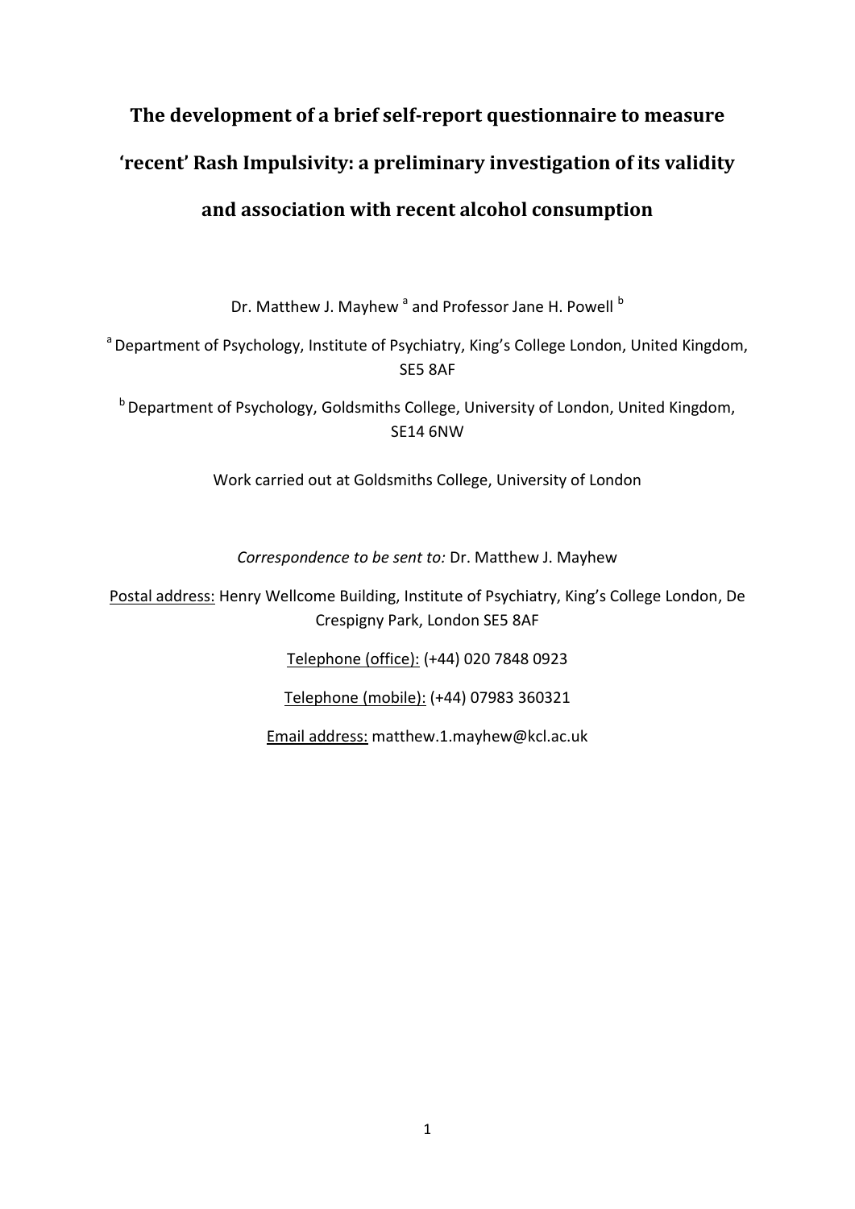# The development of a brief self-report questionnaire to measure 'recent' Rash Impulsivity: a preliminary investigation of its validity and association with recent alcohol consumption

Dr. Matthew J. Mayhew [a] and Professor Jane H. Powell [b]

[a] Department of Psychology, Institute of Psychiatry, King's College London, United Kingdom, SE5 8AF

[b] Department of Psychology, Goldsmiths College, University of London, United Kingdom, SE14 6NW

Work carried out at Goldsmiths College, University of London

*Correspondence to be sent to:* Dr. Matthew J. Mayhew

Postal address: Henry Wellcome Building, Institute of Psychiatry, King's College London, De Crespigny Park, London SE5 8AF

Telephone (office): (+44) 020 7848 0923

Telephone (mobile): (+44) 07983 360321

Email address: matthew.1.mayhew@kcl.ac.uk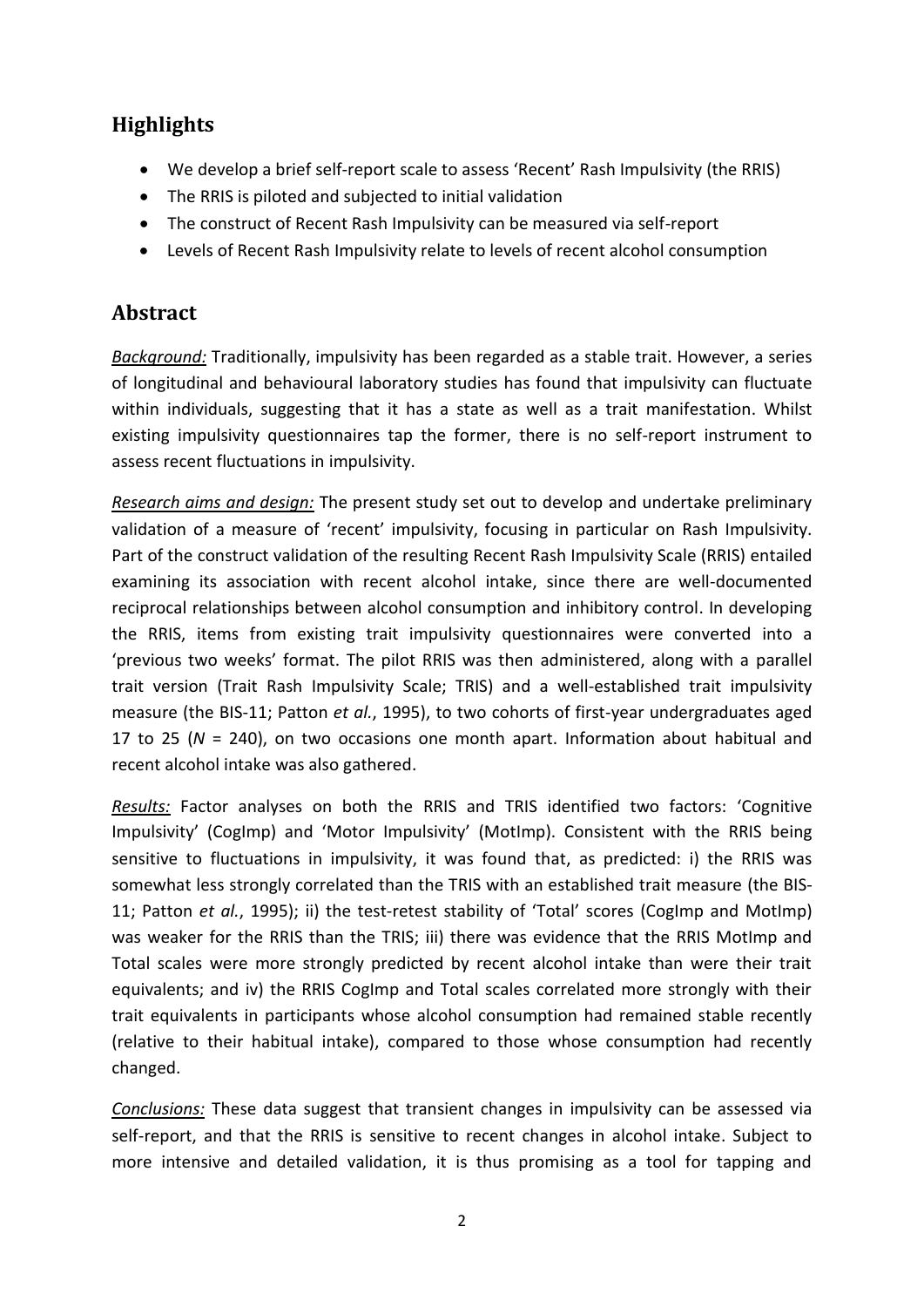## Highlights

- We develop a brief self-report scale to assess 'Recent' Rash Impulsivity (the RRIS)
- The RRIS is piloted and subjected to initial validation
- The construct of Recent Rash Impulsivity can be measured via self-report
- Levels of Recent Rash Impulsivity relate to levels of recent alcohol consumption

## Abstract

*Background:* Traditionally, impulsivity has been regarded as a stable trait. However, a series of longitudinal and behavioural laboratory studies has found that impulsivity can fluctuate within individuals, suggesting that it has a state as well as a trait manifestation. Whilst existing impulsivity questionnaires tap the former, there is no self-report instrument to assess recent fluctuations in impulsivity.

*Research aims and design:* The present study set out to develop and undertake preliminary validation of a measure of 'recent' impulsivity, focusing in particular on Rash Impulsivity. Part of the construct validation of the resulting Recent Rash Impulsivity Scale (RRIS) entailed examining its association with recent alcohol intake, since there are well-documented reciprocal relationships between alcohol consumption and inhibitory control. In developing the RRIS, items from existing trait impulsivity questionnaires were converted into a 'previous two weeks' format. The pilot RRIS was then administered, along with a parallel trait version (Trait Rash Impulsivity Scale; TRIS) and a well-established trait impulsivity measure (the BIS-11; Patton *et al.*, 1995), to two cohorts of first-year undergraduates aged 17 to 25 ($N$ = 240), on two occasions one month apart. Information about habitual and recent alcohol intake was also gathered.

*Results:* Factor analyses on both the RRIS and TRIS identified two factors: 'Cognitive Impulsivity' (CogImp) and 'Motor Impulsivity' (MotImp). Consistent with the RRIS being sensitive to fluctuations in impulsivity, it was found that, as predicted: i) the RRIS was somewhat less strongly correlated than the TRIS with an established trait measure (the BIS-11; Patton *et al.*, 1995); ii) the test-retest stability of 'Total' scores (CogImp and MotImp) was weaker for the RRIS than the TRIS; iii) there was evidence that the RRIS MotImp and Total scales were more strongly predicted by recent alcohol intake than were their trait equivalents; and iv) the RRIS CogImp and Total scales correlated more strongly with their trait equivalents in participants whose alcohol consumption had remained stable recently (relative to their habitual intake), compared to those whose consumption had recently changed.

*Conclusions:* These data suggest that transient changes in impulsivity can be assessed via self-report, and that the RRIS is sensitive to recent changes in alcohol intake. Subject to more intensive and detailed validation, it is thus promising as a tool for tapping and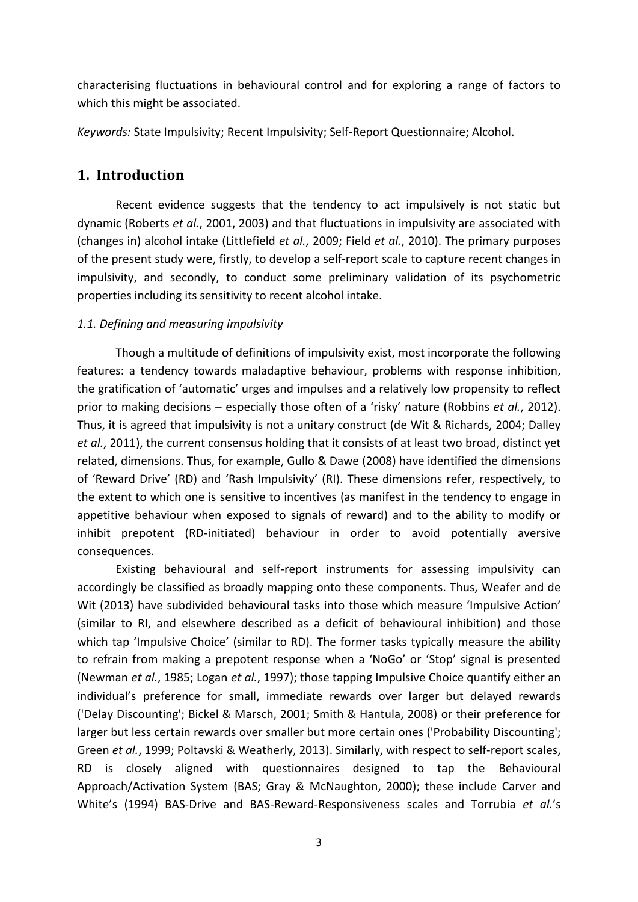characterising fluctuations in behavioural control and for exploring a range of factors to which this might be associated.

*Keywords:* State Impulsivity; Recent Impulsivity; Self-Report Questionnaire; Alcohol.

# 1. Introduction

Recent evidence suggests that the tendency to act impulsively is not static but dynamic (Roberts *et al.*, 2001, 2003) and that fluctuations in impulsivity are associated with (changes in) alcohol intake (Littlefield *et al.*, 2009; Field *et al.*, 2010). The primary purposes of the present study were, firstly, to develop a self-report scale to capture recent changes in impulsivity, and secondly, to conduct some preliminary validation of its psychometric properties including its sensitivity to recent alcohol intake.

### *1.1. Defining and measuring impulsivity*

Though a multitude of definitions of impulsivity exist, most incorporate the following features: a tendency towards maladaptive behaviour, problems with response inhibition, the gratification of 'automatic' urges and impulses and a relatively low propensity to reflect prior to making decisions – especially those often of a 'risky' nature (Robbins *et al.*, 2012). Thus, it is agreed that impulsivity is not a unitary construct (de Wit & Richards, 2004; Dalley *et al.*, 2011), the current consensus holding that it consists of at least two broad, distinct yet related, dimensions. Thus, for example, Gullo & Dawe (2008) have identified the dimensions of 'Reward Drive' (RD) and 'Rash Impulsivity' (RI). These dimensions refer, respectively, to the extent to which one is sensitive to incentives (as manifest in the tendency to engage in appetitive behaviour when exposed to signals of reward) and to the ability to modify or inhibit prepotent (RD-initiated) behaviour in order to avoid potentially aversive consequences.

Existing behavioural and self-report instruments for assessing impulsivity can accordingly be classified as broadly mapping onto these components. Thus, Weafer and de Wit (2013) have subdivided behavioural tasks into those which measure 'Impulsive Action' (similar to RI, and elsewhere described as a deficit of behavioural inhibition) and those which tap 'Impulsive Choice' (similar to RD). The former tasks typically measure the ability to refrain from making a prepotent response when a 'NoGo' or 'Stop' signal is presented (Newman *et al.*, 1985; Logan *et al.*, 1997); those tapping Impulsive Choice quantify either an individual's preference for small, immediate rewards over larger but delayed rewards ('Delay Discounting'; Bickel & Marsch, 2001; Smith & Hantula, 2008) or their preference for larger but less certain rewards over smaller but more certain ones ('Probability Discounting'; Green *et al.*, 1999; Poltavski & Weatherly, 2013). Similarly, with respect to self-report scales, RD is closely aligned with questionnaires designed to tap the Behavioural Approach/Activation System (BAS; Gray & McNaughton, 2000); these include Carver and White's (1994) BAS-Drive and BAS-Reward-Responsiveness scales and Torrubia *et al.*'s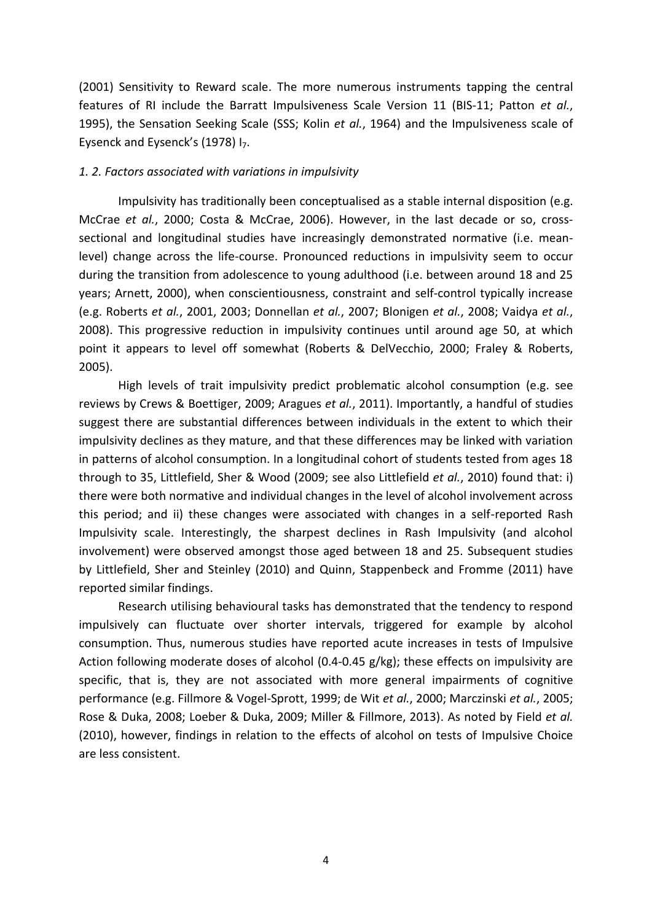(2001) Sensitivity to Reward scale. The more numerous instruments tapping the central features of RI include the Barratt Impulsiveness Scale Version 11 (BIS-11; Patton *et al.*, 1995), the Sensation Seeking Scale (SSS; Kolin *et al.*, 1964) and the Impulsiveness scale of Eysenck and Eysenck's (1978) $I_7$.

### *1. 2. Factors associated with variations in impulsivity*

Impulsivity has traditionally been conceptualised as a stable internal disposition (e.g. McCrae *et al.*, 2000; Costa & McCrae, 2006). However, in the last decade or so, cross-sectional and longitudinal studies have increasingly demonstrated normative (i.e. mean-level) change across the life-course. Pronounced reductions in impulsivity seem to occur during the transition from adolescence to young adulthood (i.e. between around 18 and 25 years; Arnett, 2000), when conscientiousness, constraint and self-control typically increase (e.g. Roberts *et al.*, 2001, 2003; Donnellan *et al.*, 2007; Blonigen *et al.*, 2008; Vaidya *et al.*, 2008). This progressive reduction in impulsivity continues until around age 50, at which point it appears to level off somewhat (Roberts & DelVecchio, 2000; Fraley & Roberts, 2005).

High levels of trait impulsivity predict problematic alcohol consumption (e.g. see reviews by Crews & Boettiger, 2009; Aragues *et al.*, 2011). Importantly, a handful of studies suggest there are substantial differences between individuals in the extent to which their impulsivity declines as they mature, and that these differences may be linked with variation in patterns of alcohol consumption. In a longitudinal cohort of students tested from ages 18 through to 35, Littlefield, Sher & Wood (2009; see also Littlefield *et al.*, 2010) found that: i) there were both normative and individual changes in the level of alcohol involvement across this period; and ii) these changes were associated with changes in a self-reported Rash Impulsivity scale. Interestingly, the sharpest declines in Rash Impulsivity (and alcohol involvement) were observed amongst those aged between 18 and 25. Subsequent studies by Littlefield, Sher and Steinley (2010) and Quinn, Stappenbeck and Fromme (2011) have reported similar findings.

Research utilising behavioural tasks has demonstrated that the tendency to respond impulsively can fluctuate over shorter intervals, triggered for example by alcohol consumption. Thus, numerous studies have reported acute increases in tests of Impulsive Action following moderate doses of alcohol (0.4-0.45 g/kg); these effects on impulsivity are specific, that is, they are not associated with more general impairments of cognitive performance (e.g. Fillmore & Vogel-Sprott, 1999; de Wit *et al.*, 2000; Marczinski *et al.*, 2005; Rose & Duka, 2008; Loeber & Duka, 2009; Miller & Fillmore, 2013). As noted by Field *et al.* (2010), however, findings in relation to the effects of alcohol on tests of Impulsive Choice are less consistent.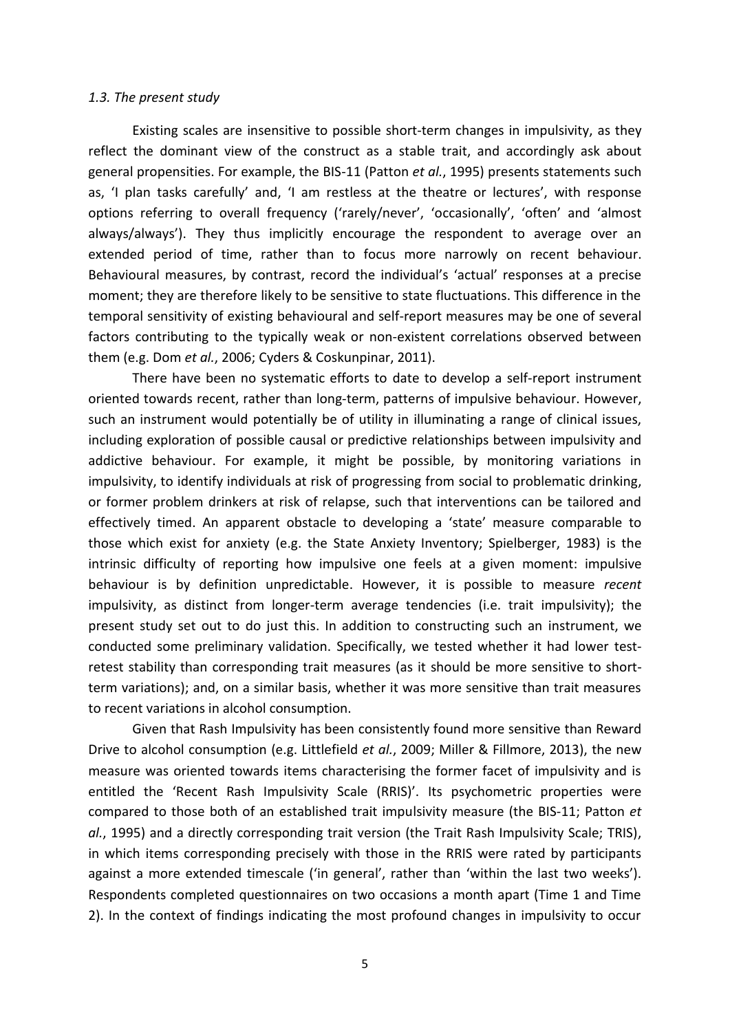### *1.3. The present study*

Existing scales are insensitive to possible short-term changes in impulsivity, as they reflect the dominant view of the construct as a stable trait, and accordingly ask about general propensities. For example, the BIS-11 (Patton *et al.*, 1995) presents statements such as, 'I plan tasks carefully' and, 'I am restless at the theatre or lectures', with response options referring to overall frequency ('rarely/never', 'occasionally', 'often' and 'almost always/always'). They thus implicitly encourage the respondent to average over an extended period of time, rather than to focus more narrowly on recent behaviour. Behavioural measures, by contrast, record the individual's 'actual' responses at a precise moment; they are therefore likely to be sensitive to state fluctuations. This difference in the temporal sensitivity of existing behavioural and self-report measures may be one of several factors contributing to the typically weak or non-existent correlations observed between them (e.g. Dom *et al.*, 2006; Cyders & Coskunpinar, 2011).

There have been no systematic efforts to date to develop a self-report instrument oriented towards recent, rather than long-term, patterns of impulsive behaviour. However, such an instrument would potentially be of utility in illuminating a range of clinical issues, including exploration of possible causal or predictive relationships between impulsivity and addictive behaviour. For example, it might be possible, by monitoring variations in impulsivity, to identify individuals at risk of progressing from social to problematic drinking, or former problem drinkers at risk of relapse, such that interventions can be tailored and effectively timed. An apparent obstacle to developing a 'state' measure comparable to those which exist for anxiety (e.g. the State Anxiety Inventory; Spielberger, 1983) is the intrinsic difficulty of reporting how impulsive one feels at a given moment: impulsive behaviour is by definition unpredictable. However, it is possible to measure *recent* impulsivity, as distinct from longer-term average tendencies (i.e. trait impulsivity); the present study set out to do just this. In addition to constructing such an instrument, we conducted some preliminary validation. Specifically, we tested whether it had lower test-retest stability than corresponding trait measures (as it should be more sensitive to short-term variations); and, on a similar basis, whether it was more sensitive than trait measures to recent variations in alcohol consumption.

Given that Rash Impulsivity has been consistently found more sensitive than Reward Drive to alcohol consumption (e.g. Littlefield *et al.*, 2009; Miller & Fillmore, 2013), the new measure was oriented towards items characterising the former facet of impulsivity and is entitled the 'Recent Rash Impulsivity Scale (RRIS)'. Its psychometric properties were compared to those both of an established trait impulsivity measure (the BIS-11; Patton *et al.*, 1995) and a directly corresponding trait version (the Trait Rash Impulsivity Scale; TRIS), in which items corresponding precisely with those in the RRIS were rated by participants against a more extended timescale ('in general', rather than 'within the last two weeks'). Respondents completed questionnaires on two occasions a month apart (Time 1 and Time 2). In the context of findings indicating the most profound changes in impulsivity to occur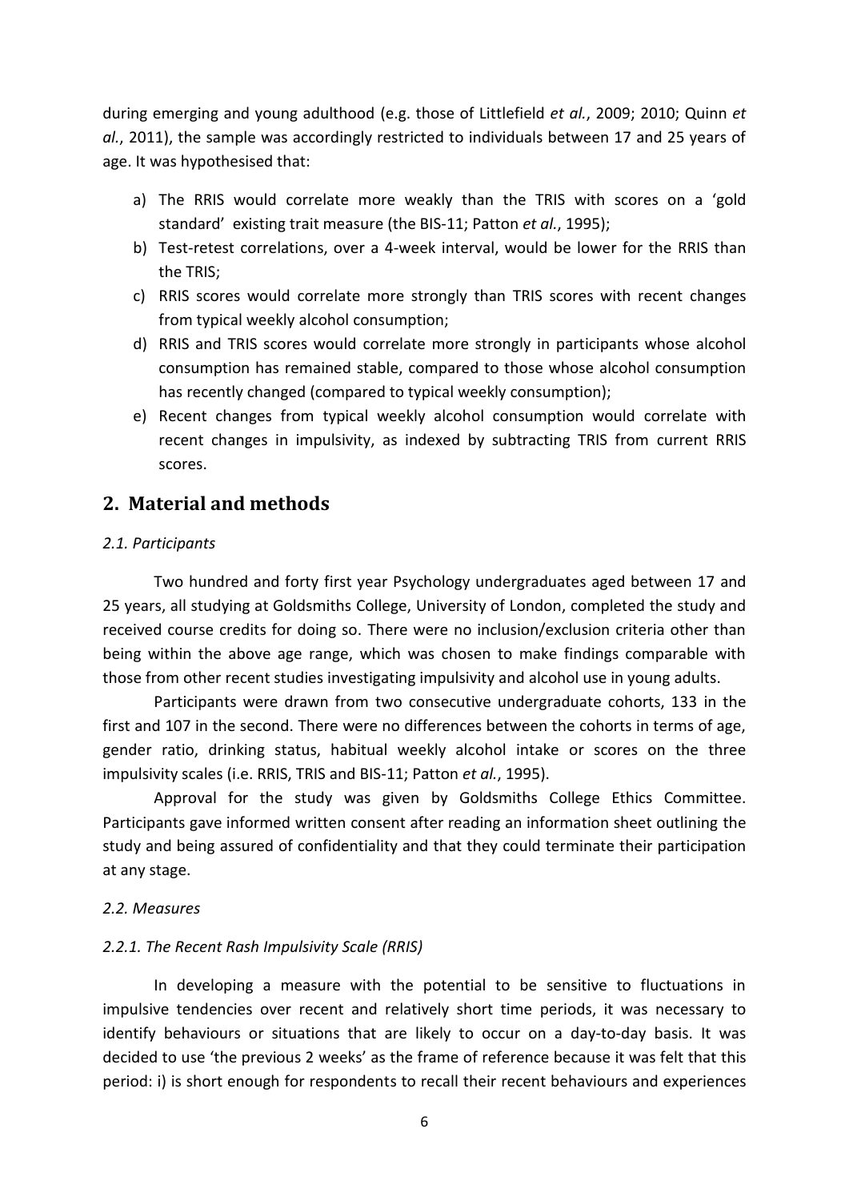during emerging and young adulthood (e.g. those of Littlefield *et al.*, 2009; 2010; Quinn *et al.*, 2011), the sample was accordingly restricted to individuals between 17 and 25 years of age. It was hypothesised that:

a) The RRIS would correlate more weakly than the TRIS with scores on a 'gold standard' existing trait measure (the BIS-11; Patton *et al.*, 1995);
b) Test-retest correlations, over a 4-week interval, would be lower for the RRIS than the TRIS;
c) RRIS scores would correlate more strongly than TRIS scores with recent changes from typical weekly alcohol consumption;
d) RRIS and TRIS scores would correlate more strongly in participants whose alcohol consumption has remained stable, compared to those whose alcohol consumption has recently changed (compared to typical weekly consumption);
e) Recent changes from typical weekly alcohol consumption would correlate with recent changes in impulsivity, as indexed by subtracting TRIS from current RRIS scores.

## 2. Material and methods

### *2.1. Participants*

Two hundred and forty first year Psychology undergraduates aged between 17 and 25 years, all studying at Goldsmiths College, University of London, completed the study and received course credits for doing so. There were no inclusion/exclusion criteria other than being within the above age range, which was chosen to make findings comparable with those from other recent studies investigating impulsivity and alcohol use in young adults.

Participants were drawn from two consecutive undergraduate cohorts, 133 in the first and 107 in the second. There were no differences between the cohorts in terms of age, gender ratio, drinking status, habitual weekly alcohol intake or scores on the three impulsivity scales (i.e. RRIS, TRIS and BIS-11; Patton *et al.*, 1995).

Approval for the study was given by Goldsmiths College Ethics Committee. Participants gave informed written consent after reading an information sheet outlining the study and being assured of confidentiality and that they could terminate their participation at any stage.

### *2.2. Measures*

#### *2.2.1. The Recent Rash Impulsivity Scale (RRIS)*

In developing a measure with the potential to be sensitive to fluctuations in impulsive tendencies over recent and relatively short time periods, it was necessary to identify behaviours or situations that are likely to occur on a day-to-day basis. It was decided to use 'the previous 2 weeks' as the frame of reference because it was felt that this period: i) is short enough for respondents to recall their recent behaviours and experiences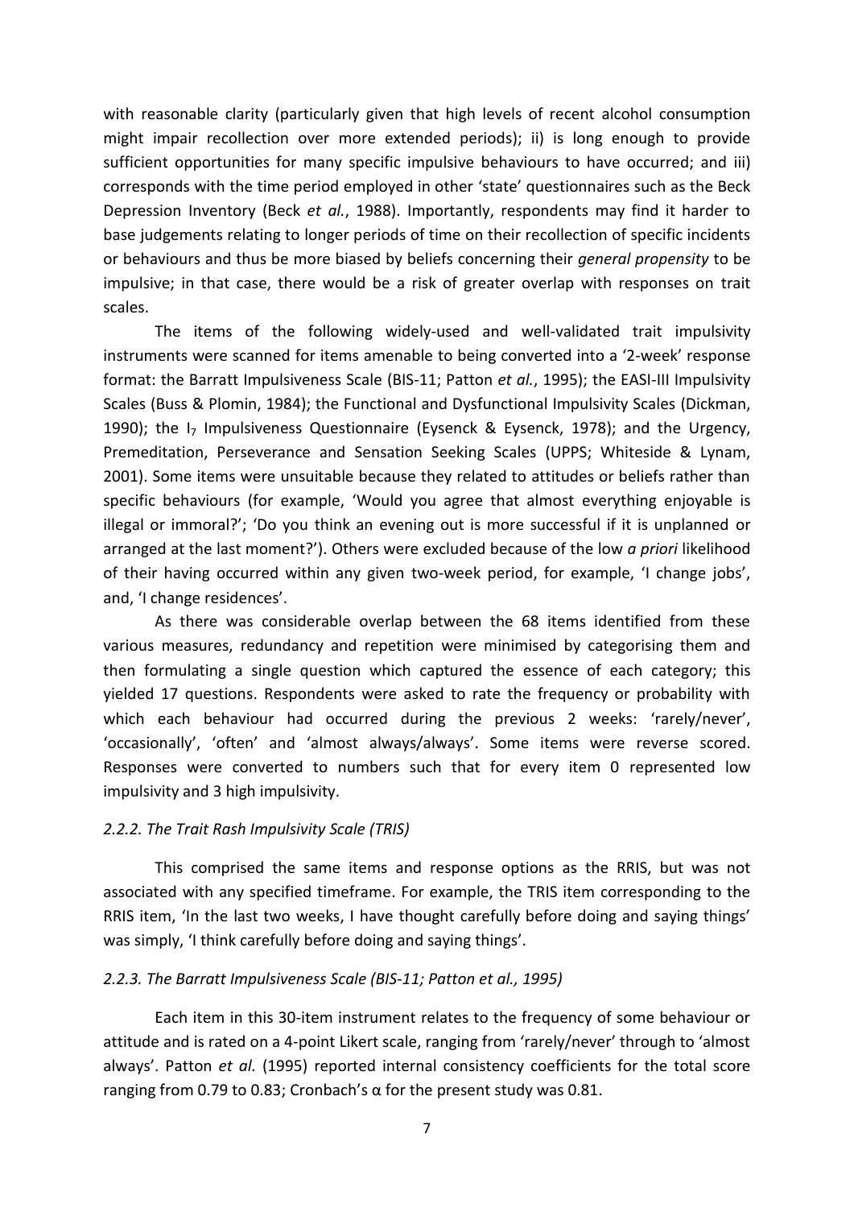with reasonable clarity (particularly given that high levels of recent alcohol consumption might impair recollection over more extended periods); ii) is long enough to provide sufficient opportunities for many specific impulsive behaviours to have occurred; and iii) corresponds with the time period employed in other 'state' questionnaires such as the Beck Depression Inventory (Beck *et al.*, 1988). Importantly, respondents may find it harder to base judgements relating to longer periods of time on their recollection of specific incidents or behaviours and thus be more biased by beliefs concerning their *general propensity* to be impulsive; in that case, there would be a risk of greater overlap with responses on trait scales.

The items of the following widely-used and well-validated trait impulsivity instruments were scanned for items amenable to being converted into a '2-week' response format: the Barratt Impulsiveness Scale (BIS-11; Patton *et al.*, 1995); the EASI-III Impulsivity Scales (Buss & Plomin, 1984); the Functional and Dysfunctional Impulsivity Scales (Dickman, 1990); the $I_7$ Impulsiveness Questionnaire (Eysenck & Eysenck, 1978); and the Urgency, Premeditation, Perseverance and Sensation Seeking Scales (UPPS; Whiteside & Lynam, 2001). Some items were unsuitable because they related to attitudes or beliefs rather than specific behaviours (for example, 'Would you agree that almost everything enjoyable is illegal or immoral?'; 'Do you think an evening out is more successful if it is unplanned or arranged at the last moment?'). Others were excluded because of the low *a priori* likelihood of their having occurred within any given two-week period, for example, 'I change jobs', and, 'I change residences'.

As there was considerable overlap between the 68 items identified from these various measures, redundancy and repetition were minimised by categorising them and then formulating a single question which captured the essence of each category; this yielded 17 questions. Respondents were asked to rate the frequency or probability with which each behaviour had occurred during the previous 2 weeks: 'rarely/never', 'occasionally', 'often' and 'almost always/always'. Some items were reverse scored. Responses were converted to numbers such that for every item 0 represented low impulsivity and 3 high impulsivity.

### *2.2.2. The Trait Rash Impulsivity Scale (TRIS)*

This comprised the same items and response options as the RRIS, but was not associated with any specified timeframe. For example, the TRIS item corresponding to the RRIS item, 'In the last two weeks, I have thought carefully before doing and saying things' was simply, 'I think carefully before doing and saying things'.

### *2.2.3. The Barratt Impulsiveness Scale (BIS-11; Patton et al., 1995)*

Each item in this 30-item instrument relates to the frequency of some behaviour or attitude and is rated on a 4-point Likert scale, ranging from 'rarely/never' through to 'almost always'. Patton *et al.* (1995) reported internal consistency coefficients for the total score ranging from 0.79 to 0.83; Cronbach's $\alpha$ for the present study was 0.81.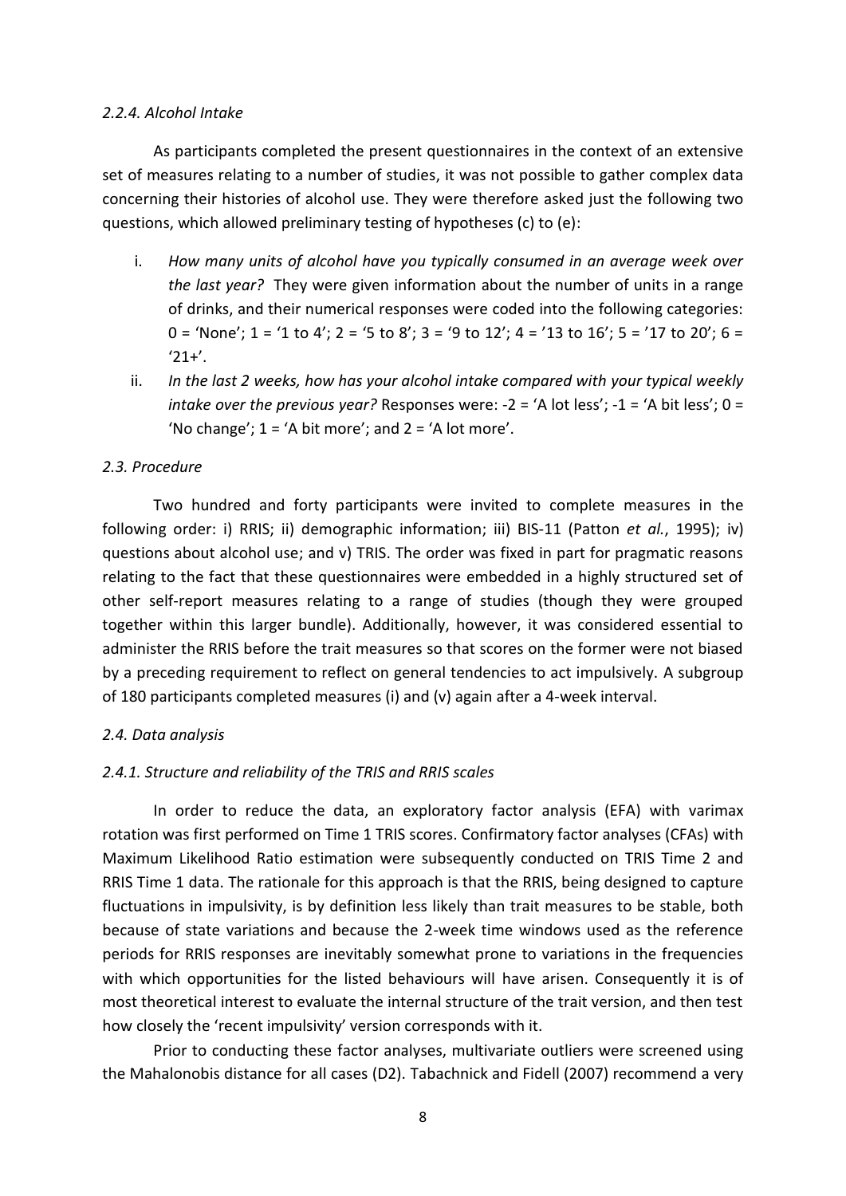#### *2.2.4. Alcohol Intake*

As participants completed the present questionnaires in the context of an extensive set of measures relating to a number of studies, it was not possible to gather complex data concerning their histories of alcohol use. They were therefore asked just the following two questions, which allowed preliminary testing of hypotheses (c) to (e):

i. *How many units of alcohol have you typically consumed in an average week over the last year?* They were given information about the number of units in a range of drinks, and their numerical responses were coded into the following categories: 0 = 'None'; 1 = '1 to 4'; 2 = '5 to 8'; 3 = '9 to 12'; 4 = '13 to 16'; 5 = '17 to 20'; 6 = '21+'.
ii. *In the last 2 weeks, how has your alcohol intake compared with your typical weekly intake over the previous year?* Responses were: -2 = 'A lot less'; -1 = 'A bit less'; 0 = 'No change'; 1 = 'A bit more'; and 2 = 'A lot more'.

### *2.3. Procedure*

Two hundred and forty participants were invited to complete measures in the following order: i) RRIS; ii) demographic information; iii) BIS-11 (Patton *et al.*, 1995); iv) questions about alcohol use; and v) TRIS. The order was fixed in part for pragmatic reasons relating to the fact that these questionnaires were embedded in a highly structured set of other self-report measures relating to a range of studies (though they were grouped together within this larger bundle). Additionally, however, it was considered essential to administer the RRIS before the trait measures so that scores on the former were not biased by a preceding requirement to reflect on general tendencies to act impulsively. A subgroup of 180 participants completed measures (i) and (v) again after a 4-week interval.

### *2.4. Data analysis*

#### *2.4.1. Structure and reliability of the TRIS and RRIS scales*

In order to reduce the data, an exploratory factor analysis (EFA) with varimax rotation was first performed on Time 1 TRIS scores. Confirmatory factor analyses (CFAs) with Maximum Likelihood Ratio estimation were subsequently conducted on TRIS Time 2 and RRIS Time 1 data. The rationale for this approach is that the RRIS, being designed to capture fluctuations in impulsivity, is by definition less likely than trait measures to be stable, both because of state variations and because the 2-week time windows used as the reference periods for RRIS responses are inevitably somewhat prone to variations in the frequencies with which opportunities for the listed behaviours will have arisen. Consequently it is of most theoretical interest to evaluate the internal structure of the trait version, and then test how closely the 'recent impulsivity' version corresponds with it.

Prior to conducting these factor analyses, multivariate outliers were screened using the Mahalonobis distance for all cases (D2). Tabachnick and Fidell (2007) recommend a very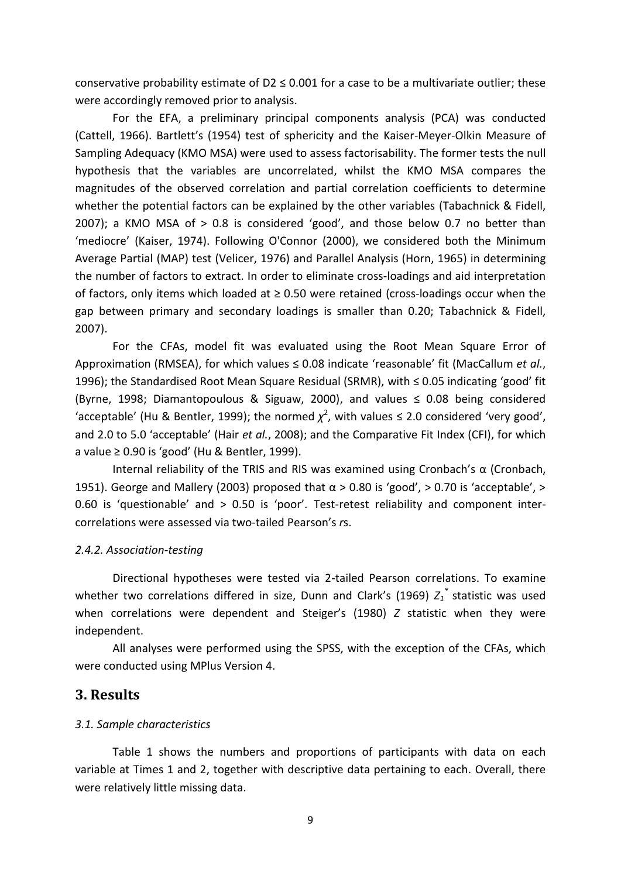conservative probability estimate of D2 ≤ 0.001 for a case to be a multivariate outlier; these were accordingly removed prior to analysis.

For the EFA, a preliminary principal components analysis (PCA) was conducted (Cattell, 1966). Bartlett's (1954) test of sphericity and the Kaiser-Meyer-Olkin Measure of Sampling Adequacy (KMO MSA) were used to assess factorisability. The former tests the null hypothesis that the variables are uncorrelated, whilst the KMO MSA compares the magnitudes of the observed correlation and partial correlation coefficients to determine whether the potential factors can be explained by the other variables (Tabachnick & Fidell, 2007); a KMO MSA of > 0.8 is considered 'good', and those below 0.7 no better than 'mediocre' (Kaiser, 1974). Following O'Connor (2000), we considered both the Minimum Average Partial (MAP) test (Velicer, 1976) and Parallel Analysis (Horn, 1965) in determining the number of factors to extract. In order to eliminate cross-loadings and aid interpretation of factors, only items which loaded at ≥ 0.50 were retained (cross-loadings occur when the gap between primary and secondary loadings is smaller than 0.20; Tabachnick & Fidell, 2007).

For the CFAs, model fit was evaluated using the Root Mean Square Error of Approximation (RMSEA), for which values ≤ 0.08 indicate 'reasonable' fit (MacCallum *et al.*, 1996); the Standardised Root Mean Square Residual (SRMR), with ≤ 0.05 indicating 'good' fit (Byrne, 1998; Diamantopoulous & Siguaw, 2000), and values ≤ 0.08 being considered 'acceptable' (Hu & Bentler, 1999); the normed $\chi^2$, with values ≤ 2.0 considered 'very good', and 2.0 to 5.0 'acceptable' (Hair *et al.*, 2008); and the Comparative Fit Index (CFI), for which a value ≥ 0.90 is 'good' (Hu & Bentler, 1999).

Internal reliability of the TRIS and RIS was examined using Cronbach's α (Cronbach, 1951). George and Mallery (2003) proposed that α > 0.80 is 'good', > 0.70 is 'acceptable', > 0.60 is 'questionable' and > 0.50 is 'poor'. Test-retest reliability and component inter-correlations were assessed via two-tailed Pearson's *r*s.

*2.4.2. Association-testing*

Directional hypotheses were tested via 2-tailed Pearson correlations. To examine whether two correlations differed in size, Dunn and Clark's (1969) $Z_1^*$ statistic was used when correlations were dependent and Steiger's (1980) $Z$ statistic when they were independent.

All analyses were performed using the SPSS, with the exception of the CFAs, which were conducted using MPlus Version 4.

## 3. Results

*3.1. Sample characteristics*

Table 1 shows the numbers and proportions of participants with data on each variable at Times 1 and 2, together with descriptive data pertaining to each. Overall, there were relatively little missing data.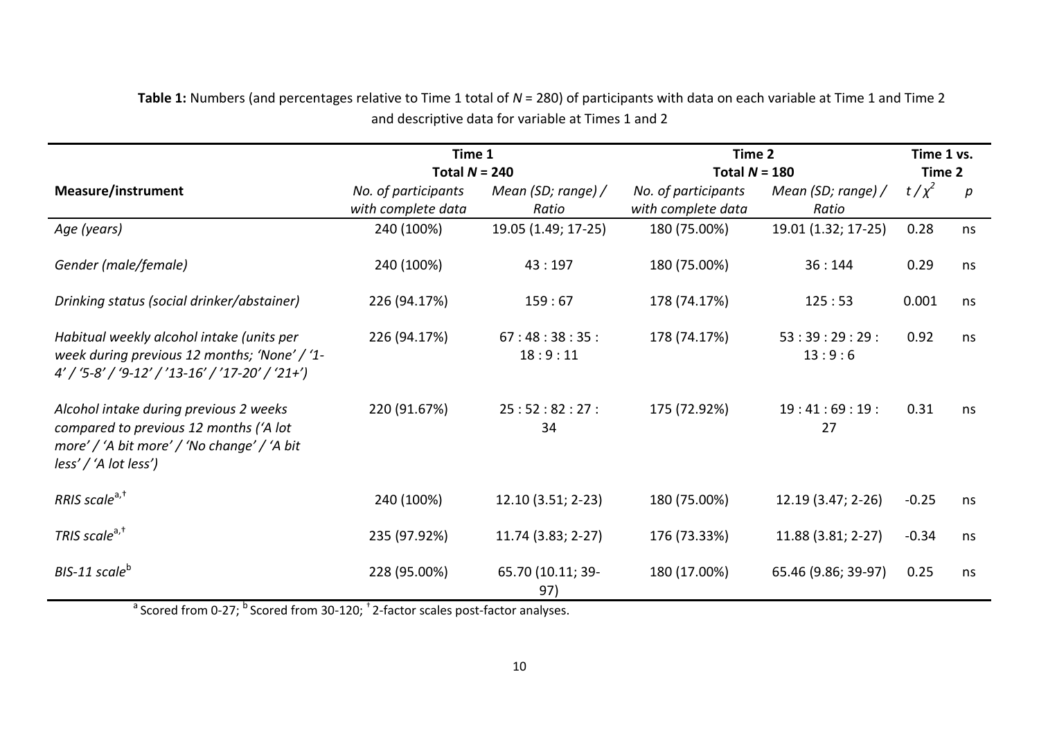**Table 1:** Numbers (and percentages relative to Time 1 total of *N* = 280) of participants with data on each variable at Time 1 and Time 2 and descriptive data for variable at Times 1 and 2

| | Time 1 Total *N* = 240 | | Time 2 Total *N* = 180 | | Time 1 vs. Time 2 | |
|---|---|---|---|---|---|---|
| **Measure/instrument** | *No. of participants with complete data* | *Mean (SD; range) / Ratio* | *No. of participants with complete data* | *Mean (SD; range) / Ratio* | $t$ / $\chi^2$ | *p* |
| *Age (years)* | 240 (100%) | 19.05 (1.49; 17-25) | 180 (75.00%) | 19.01 (1.32; 17-25) | 0.28 | ns |
| *Gender (male/female)* | 240 (100%) | 43 : 197 | 180 (75.00%) | 36 : 144 | 0.29 | ns |
| *Drinking status (social drinker/abstainer)* | 226 (94.17%) | 159 : 67 | 178 (74.17%) | 125 : 53 | 0.001 | ns |
| *Habitual weekly alcohol intake (units per week during previous 12 months; 'None' / '1-4' / '5-8' / '9-12' / '13-16' / '17-20' / '21+')* | 226 (94.17%) | 67 : 48 : 38 : 35 : 18 : 9 : 11 | 178 (74.17%) | 53 : 39 : 29 : 29 : 13 : 9 : 6 | 0.92 | ns |
| *Alcohol intake during previous 2 weeks compared to previous 12 months ('A lot more' / 'A bit more' / 'No change' / 'A bit less' / 'A lot less')* | 220 (91.67%) | 25 : 52 : 82 : 27 : 34 | 175 (72.92%) | 19 : 41 : 69 : 19 : 27 | 0.31 | ns |
| *RRIS scale*[a,†] | 240 (100%) | 12.10 (3.51; 2-23) | 180 (75.00%) | 12.19 (3.47; 2-26) | -0.25 | ns |
| *TRIS scale*[a,†] | 235 (97.92%) | 11.74 (3.83; 2-27) | 176 (73.33%) | 11.88 (3.81; 2-27) | -0.34 | ns |
| *BIS-11 scale*[b] | 228 (95.00%) | 65.70 (10.11; 39-97) | 180 (17.00%) | 65.46 (9.86; 39-97) | 0.25 | ns |

[a] Scored from 0-27; [b] Scored from 30-120; [†] 2-factor scales post-factor analyses.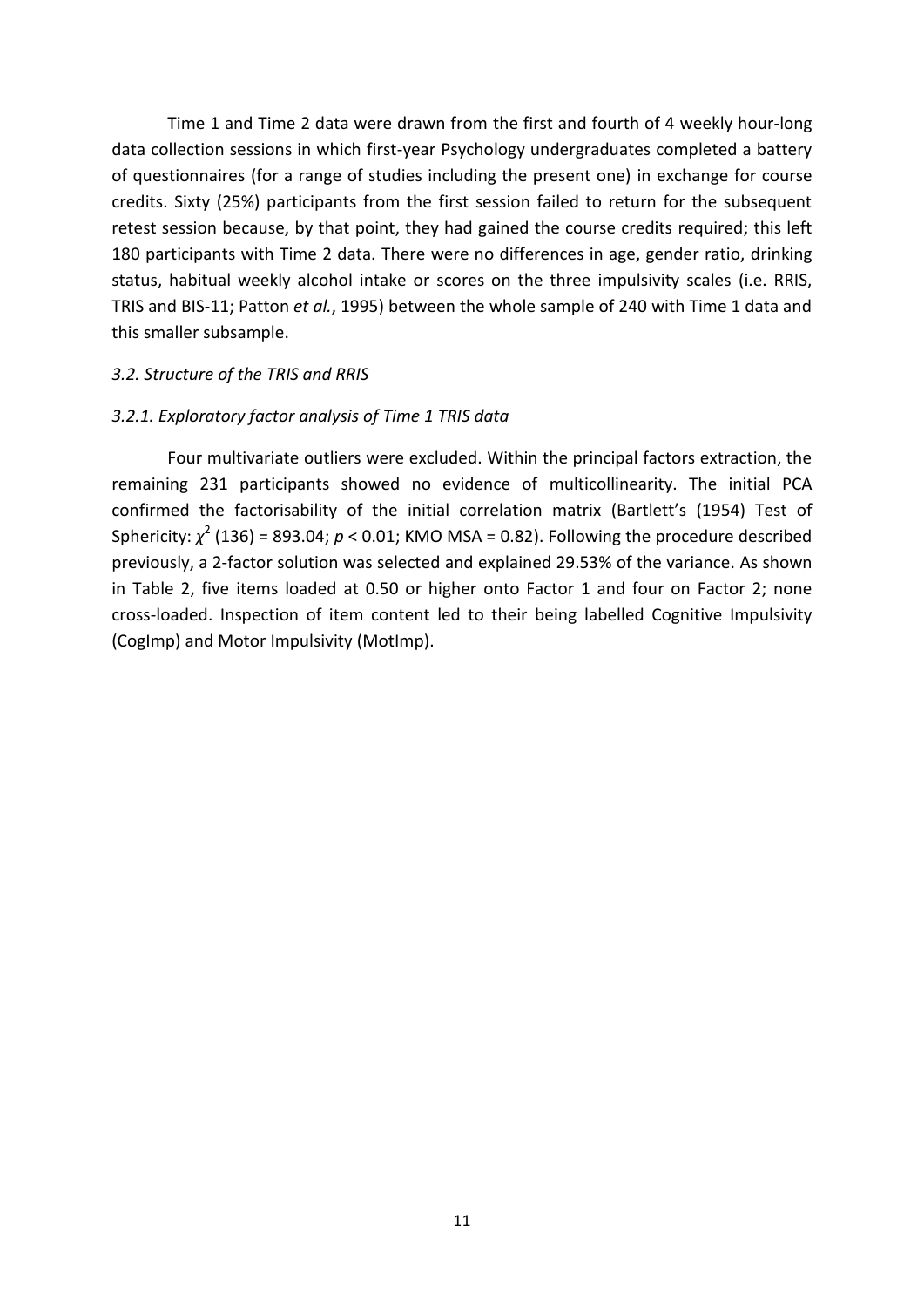Time 1 and Time 2 data were drawn from the first and fourth of 4 weekly hour-long data collection sessions in which first-year Psychology undergraduates completed a battery of questionnaires (for a range of studies including the present one) in exchange for course credits. Sixty (25%) participants from the first session failed to return for the subsequent retest session because, by that point, they had gained the course credits required; this left 180 participants with Time 2 data. There were no differences in age, gender ratio, drinking status, habitual weekly alcohol intake or scores on the three impulsivity scales (i.e. RRIS, TRIS and BIS-11; Patton *et al.*, 1995) between the whole sample of 240 with Time 1 data and this smaller subsample.

### *3.2. Structure of the TRIS and RRIS*

#### *3.2.1. Exploratory factor analysis of Time 1 TRIS data*

Four multivariate outliers were excluded. Within the principal factors extraction, the remaining 231 participants showed no evidence of multicollinearity. The initial PCA confirmed the factorisability of the initial correlation matrix (Bartlett's (1954) Test of Sphericity: $\chi^2$ (136) = 893.04; $p < 0.01$; KMO MSA = 0.82). Following the procedure described previously, a 2-factor solution was selected and explained 29.53% of the variance. As shown in Table 2, five items loaded at 0.50 or higher onto Factor 1 and four on Factor 2; none cross-loaded. Inspection of item content led to their being labelled Cognitive Impulsivity (CogImp) and Motor Impulsivity (MotImp).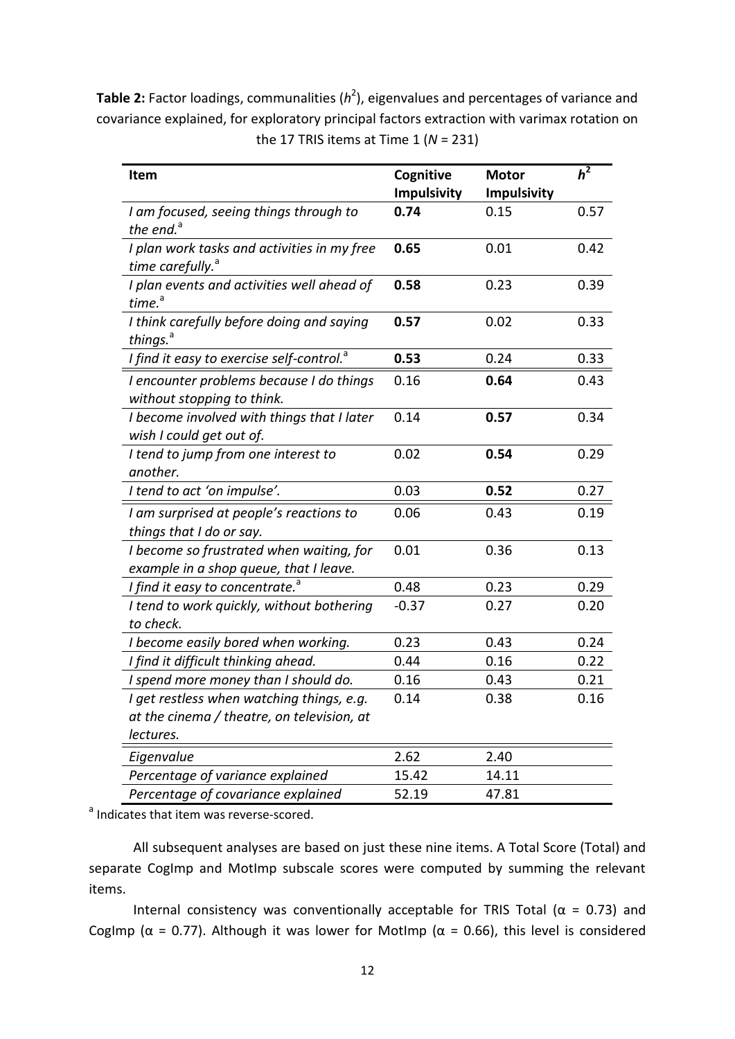**Table 2:** Factor loadings, communalities ($h^2$), eigenvalues and percentages of variance and covariance explained, for exploratory principal factors extraction with varimax rotation on the 17 TRIS items at Time 1 ($N$ = 231)

| Item | Cognitive Impulsivity | Motor Impulsivity | $h^2$ |
|---|---|---|---|
| *I am focused, seeing things through to the end.*[a] | **0.74** | 0.15 | 0.57 |
| *I plan work tasks and activities in my free time carefully.*[a] | **0.65** | 0.01 | 0.42 |
| *I plan events and activities well ahead of time.*[a] | **0.58** | 0.23 | 0.39 |
| *I think carefully before doing and saying things.*[a] | **0.57** | 0.02 | 0.33 |
| *I find it easy to exercise self-control.*[a] | **0.53** | 0.24 | 0.33 |
| *I encounter problems because I do things without stopping to think.* | 0.16 | **0.64** | 0.43 |
| *I become involved with things that I later wish I could get out of.* | 0.14 | **0.57** | 0.34 |
| *I tend to jump from one interest to another.* | 0.02 | **0.54** | 0.29 |
| *I tend to act 'on impulse'.* | 0.03 | **0.52** | 0.27 |
| *I am surprised at people's reactions to things that I do or say.* | 0.06 | 0.43 | 0.19 |
| *I become so frustrated when waiting, for example in a shop queue, that I leave.* | 0.01 | 0.36 | 0.13 |
| *I find it easy to concentrate.*[a] | 0.48 | 0.23 | 0.29 |
| *I tend to work quickly, without bothering to check.* | -0.37 | 0.27 | 0.20 |
| *I become easily bored when working.* | 0.23 | 0.43 | 0.24 |
| *I find it difficult thinking ahead.* | 0.44 | 0.16 | 0.22 |
| *I spend more money than I should do.* | 0.16 | 0.43 | 0.21 |
| *I get restless when watching things, e.g. at the cinema / theatre, on television, at lectures.* | 0.14 | 0.38 | 0.16 |
| *Eigenvalue* | 2.62 | 2.40 | |
| *Percentage of variance explained* | 15.42 | 14.11 | |
| *Percentage of covariance explained* | 52.19 | 47.81 | |

[a] Indicates that item was reverse-scored.

All subsequent analyses are based on just these nine items. A Total Score (Total) and separate CogImp and MotImp subscale scores were computed by summing the relevant items.

Internal consistency was conventionally acceptable for TRIS Total ($\alpha$ = 0.73) and CogImp ($\alpha$ = 0.77). Although it was lower for MotImp ($\alpha$ = 0.66), this level is considered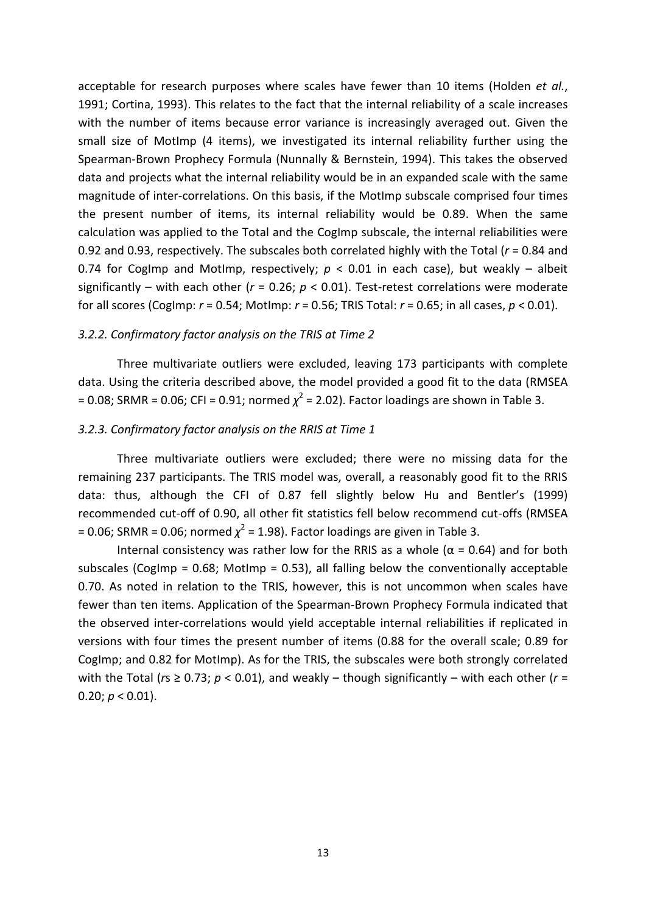acceptable for research purposes where scales have fewer than 10 items (Holden *et al.*, 1991; Cortina, 1993). This relates to the fact that the internal reliability of a scale increases with the number of items because error variance is increasingly averaged out. Given the small size of MotImp (4 items), we investigated its internal reliability further using the Spearman-Brown Prophecy Formula (Nunnally & Bernstein, 1994). This takes the observed data and projects what the internal reliability would be in an expanded scale with the same magnitude of inter-correlations. On this basis, if the MotImp subscale comprised four times the present number of items, its internal reliability would be 0.89. When the same calculation was applied to the Total and the CogImp subscale, the internal reliabilities were 0.92 and 0.93, respectively. The subscales both correlated highly with the Total ($r$ = 0.84 and 0.74 for CogImp and MotImp, respectively; $p$ < 0.01 in each case), but weakly – albeit significantly – with each other ($r$ = 0.26; $p$ < 0.01). Test-retest correlations were moderate for all scores (CogImp: $r$ = 0.54; MotImp: $r$ = 0.56; TRIS Total: $r$ = 0.65; in all cases, $p$ < 0.01).

#### *3.2.2. Confirmatory factor analysis on the TRIS at Time 2*

Three multivariate outliers were excluded, leaving 173 participants with complete data. Using the criteria described above, the model provided a good fit to the data (RMSEA = 0.08; SRMR = 0.06; CFI = 0.91; normed $\chi^2$ = 2.02). Factor loadings are shown in Table 3.

#### *3.2.3. Confirmatory factor analysis on the RRIS at Time 1*

Three multivariate outliers were excluded; there were no missing data for the remaining 237 participants. The TRIS model was, overall, a reasonably good fit to the RRIS data: thus, although the CFI of 0.87 fell slightly below Hu and Bentler's (1999) recommended cut-off of 0.90, all other fit statistics fell below recommend cut-offs (RMSEA = 0.06; SRMR = 0.06; normed $\chi^2$ = 1.98). Factor loadings are given in Table 3.

Internal consistency was rather low for the RRIS as a whole ($\alpha$ = 0.64) and for both subscales (CogImp = 0.68; MotImp = 0.53), all falling below the conventionally acceptable 0.70. As noted in relation to the TRIS, however, this is not uncommon when scales have fewer than ten items. Application of the Spearman-Brown Prophecy Formula indicated that the observed inter-correlations would yield acceptable internal reliabilities if replicated in versions with four times the present number of items (0.88 for the overall scale; 0.89 for CogImp; and 0.82 for MotImp). As for the TRIS, the subscales were both strongly correlated with the Total ($r$s ≥ 0.73; $p$ < 0.01), and weakly – though significantly – with each other ($r$ = 0.20; $p$ < 0.01).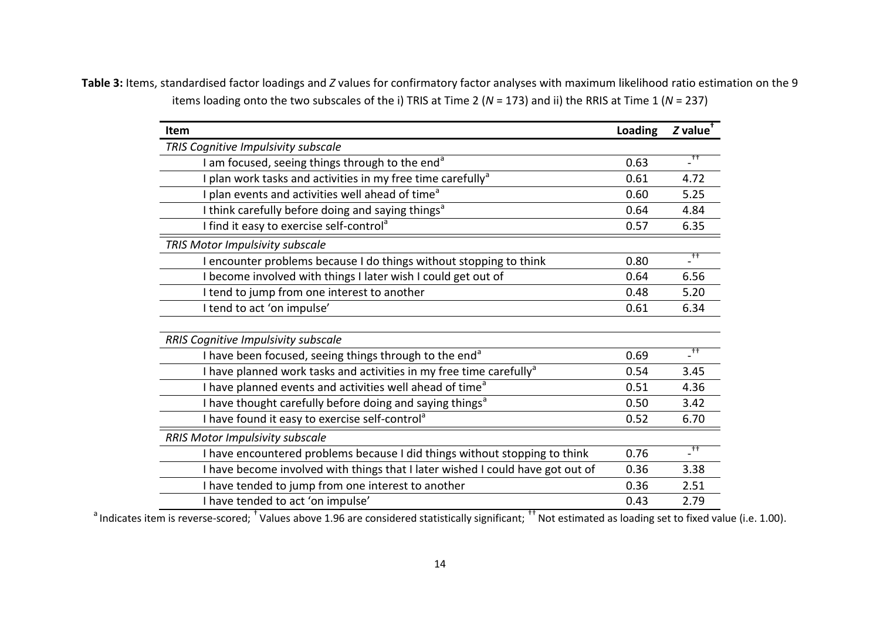**Table 3:** Items, standardised factor loadings and *Z* values for confirmatory factor analyses with maximum likelihood ratio estimation on the 9 items loading onto the two subscales of the i) TRIS at Time 2 (*N* = 173) and ii) the RRIS at Time 1 (*N* = 237)

| Item | Loading | *Z* value[†] |
|---|---|---|
| *TRIS Cognitive Impulsivity subscale* | | |
| I am focused, seeing things through to the end[a] | 0.63 | -[††] |
| I plan work tasks and activities in my free time carefully[a] | 0.61 | 4.72 |
| I plan events and activities well ahead of time[a] | 0.60 | 5.25 |
| I think carefully before doing and saying things[a] | 0.64 | 4.84 |
| I find it easy to exercise self-control[a] | 0.57 | 6.35 |
| *TRIS Motor Impulsivity subscale* | | |
| I encounter problems because I do things without stopping to think | 0.80 | -[††] |
| I become involved with things I later wish I could get out of | 0.64 | 6.56 |
| I tend to jump from one interest to another | 0.48 | 5.20 |
| I tend to act 'on impulse' | 0.61 | 6.34 |
| *RRIS Cognitive Impulsivity subscale* | | |
| I have been focused, seeing things through to the end[a] | 0.69 | -[††] |
| I have planned work tasks and activities in my free time carefully[a] | 0.54 | 3.45 |
| I have planned events and activities well ahead of time[a] | 0.51 | 4.36 |
| I have thought carefully before doing and saying things[a] | 0.50 | 3.42 |
| I have found it easy to exercise self-control[a] | 0.52 | 6.70 |
| *RRIS Motor Impulsivity subscale* | | |
| I have encountered problems because I did things without stopping to think | 0.76 | -[††] |
| I have become involved with things that I later wished I could have got out of | 0.36 | 3.38 |
| I have tended to jump from one interest to another | 0.36 | 2.51 |
| I have tended to act 'on impulse' | 0.43 | 2.79 |

[a] Indicates item is reverse-scored; [†] Values above 1.96 are considered statistically significant; [††] Not estimated as loading set to fixed value (i.e. 1.00).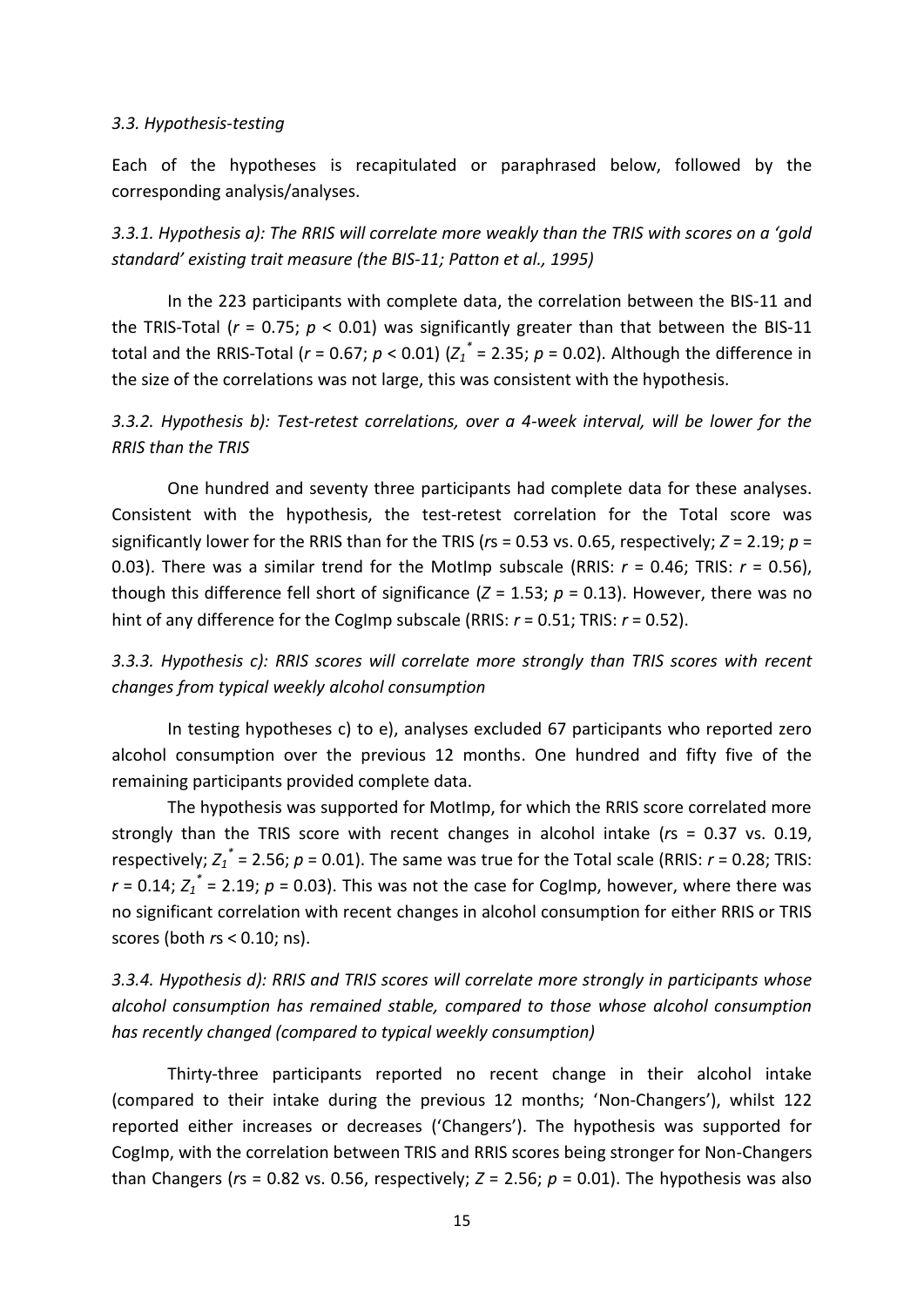*3.3. Hypothesis-testing*

Each of the hypotheses is recapitulated or paraphrased below, followed by the corresponding analysis/analyses.

*3.3.1. Hypothesis a): The RRIS will correlate more weakly than the TRIS with scores on a 'gold standard' existing trait measure (the BIS-11; Patton et al., 1995)*

In the 223 participants with complete data, the correlation between the BIS-11 and the TRIS-Total ($r$ = 0.75; $p$ < 0.01) was significantly greater than that between the BIS-11 total and the RRIS-Total ($r$ = 0.67; $p$ < 0.01) ($Z_1^*$ = 2.35; $p$ = 0.02). Although the difference in the size of the correlations was not large, this was consistent with the hypothesis.

*3.3.2. Hypothesis b): Test-retest correlations, over a 4-week interval, will be lower for the RRIS than the TRIS*

One hundred and seventy three participants had complete data for these analyses. Consistent with the hypothesis, the test-retest correlation for the Total score was significantly lower for the RRIS than for the TRIS ($r$s = 0.53 vs. 0.65, respectively; $Z$ = 2.19; $p$ = 0.03). There was a similar trend for the MotImp subscale (RRIS: $r$ = 0.46; TRIS: $r$ = 0.56), though this difference fell short of significance ($Z$ = 1.53; $p$ = 0.13). However, there was no hint of any difference for the CogImp subscale (RRIS: $r$ = 0.51; TRIS: $r$ = 0.52).

*3.3.3. Hypothesis c): RRIS scores will correlate more strongly than TRIS scores with recent changes from typical weekly alcohol consumption*

In testing hypotheses c) to e), analyses excluded 67 participants who reported zero alcohol consumption over the previous 12 months. One hundred and fifty five of the remaining participants provided complete data.

The hypothesis was supported for MotImp, for which the RRIS score correlated more strongly than the TRIS score with recent changes in alcohol intake ($r$s = 0.37 vs. 0.19, respectively; $Z_1^*$ = 2.56; $p$ = 0.01). The same was true for the Total scale (RRIS: $r$ = 0.28; TRIS: $r$ = 0.14; $Z_1^*$ = 2.19; $p$ = 0.03). This was not the case for CogImp, however, where there was no significant correlation with recent changes in alcohol consumption for either RRIS or TRIS scores (both $r$s < 0.10; ns).

*3.3.4. Hypothesis d): RRIS and TRIS scores will correlate more strongly in participants whose alcohol consumption has remained stable, compared to those whose alcohol consumption has recently changed (compared to typical weekly consumption)*

Thirty-three participants reported no recent change in their alcohol intake (compared to their intake during the previous 12 months; 'Non-Changers'), whilst 122 reported either increases or decreases ('Changers'). The hypothesis was supported for CogImp, with the correlation between TRIS and RRIS scores being stronger for Non-Changers than Changers ($r$s = 0.82 vs. 0.56, respectively; $Z$ = 2.56; $p$ = 0.01). The hypothesis was also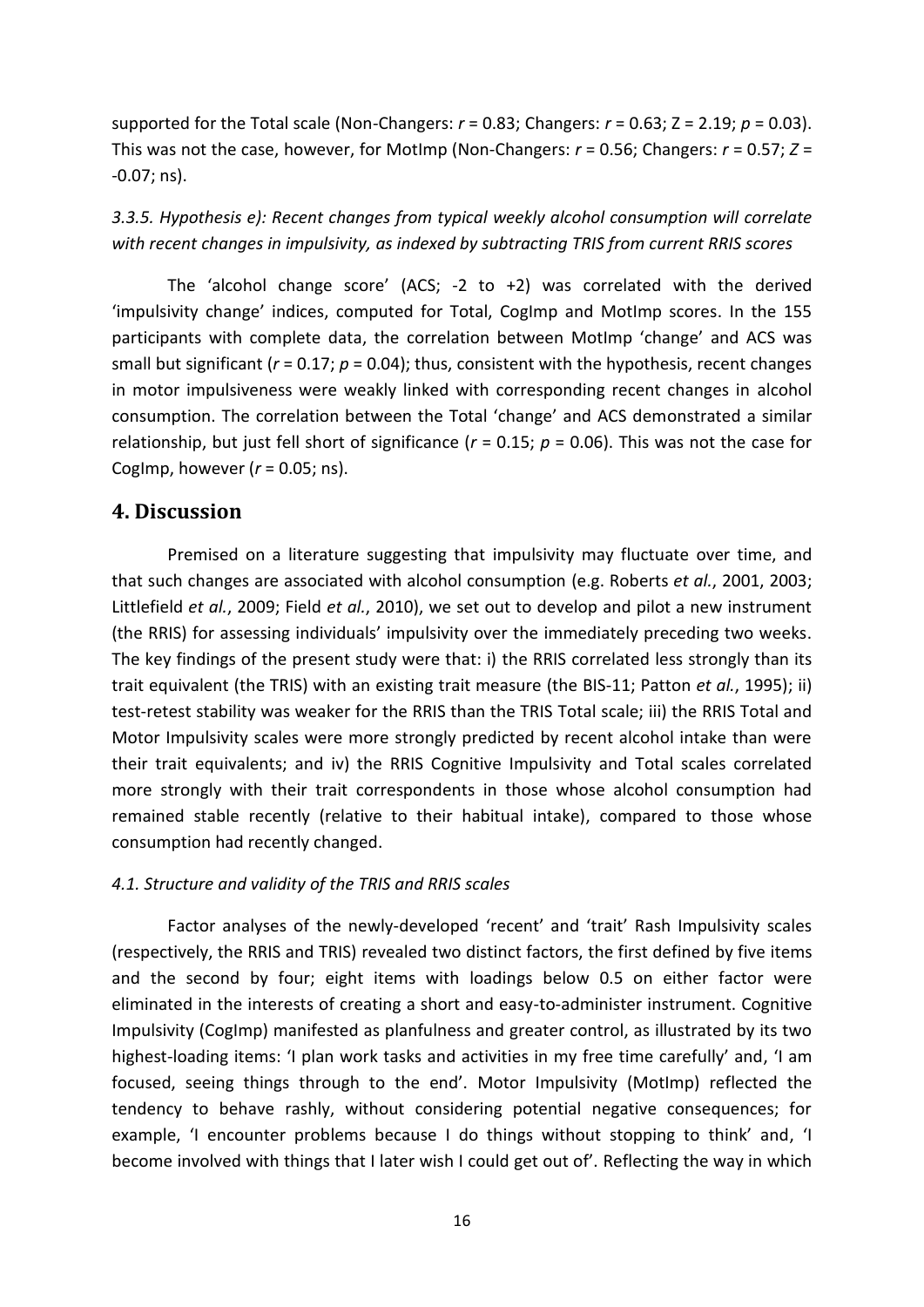supported for the Total scale (Non-Changers: $r = 0.83$; Changers: $r = 0.63$; $Z = 2.19$; $p = 0.03$). This was not the case, however, for MotImp (Non-Changers: $r = 0.56$; Changers: $r = 0.57$; $Z = -0.07$; ns).

*3.3.5. Hypothesis e): Recent changes from typical weekly alcohol consumption will correlate with recent changes in impulsivity, as indexed by subtracting TRIS from current RRIS scores*

The 'alcohol change score' (ACS; -2 to +2) was correlated with the derived 'impulsivity change' indices, computed for Total, CogImp and MotImp scores. In the 155 participants with complete data, the correlation between MotImp 'change' and ACS was small but significant ($r = 0.17$; $p = 0.04$); thus, consistent with the hypothesis, recent changes in motor impulsiveness were weakly linked with corresponding recent changes in alcohol consumption. The correlation between the Total 'change' and ACS demonstrated a similar relationship, but just fell short of significance ($r = 0.15$; $p = 0.06$). This was not the case for CogImp, however ($r = 0.05$; ns).

## 4. Discussion

Premised on a literature suggesting that impulsivity may fluctuate over time, and that such changes are associated with alcohol consumption (e.g. Roberts *et al.*, 2001, 2003; Littlefield *et al.*, 2009; Field *et al.*, 2010), we set out to develop and pilot a new instrument (the RRIS) for assessing individuals' impulsivity over the immediately preceding two weeks. The key findings of the present study were that: i) the RRIS correlated less strongly than its trait equivalent (the TRIS) with an existing trait measure (the BIS-11; Patton *et al.*, 1995); ii) test-retest stability was weaker for the RRIS than the TRIS Total scale; iii) the RRIS Total and Motor Impulsivity scales were more strongly predicted by recent alcohol intake than were their trait equivalents; and iv) the RRIS Cognitive Impulsivity and Total scales correlated more strongly with their trait correspondents in those whose alcohol consumption had remained stable recently (relative to their habitual intake), compared to those whose consumption had recently changed.

### *4.1. Structure and validity of the TRIS and RRIS scales*

Factor analyses of the newly-developed 'recent' and 'trait' Rash Impulsivity scales (respectively, the RRIS and TRIS) revealed two distinct factors, the first defined by five items and the second by four; eight items with loadings below 0.5 on either factor were eliminated in the interests of creating a short and easy-to-administer instrument. Cognitive Impulsivity (CogImp) manifested as planfulness and greater control, as illustrated by its two highest-loading items: 'I plan work tasks and activities in my free time carefully' and, 'I am focused, seeing things through to the end'. Motor Impulsivity (MotImp) reflected the tendency to behave rashly, without considering potential negative consequences; for example, 'I encounter problems because I do things without stopping to think' and, 'I become involved with things that I later wish I could get out of'. Reflecting the way in which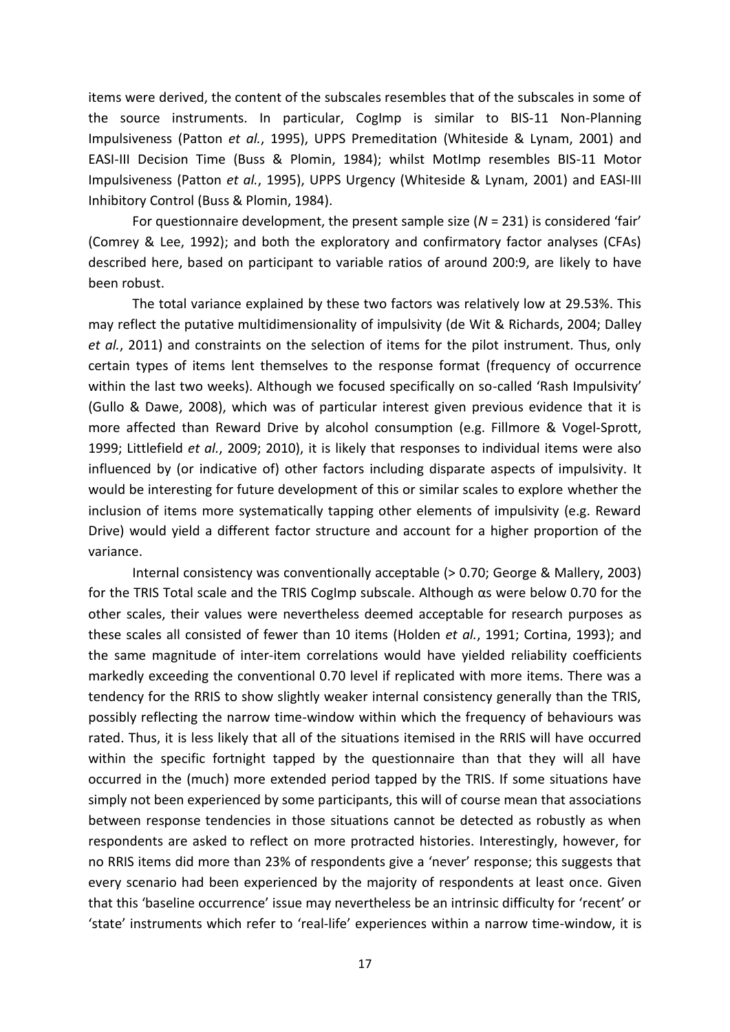items were derived, the content of the subscales resembles that of the subscales in some of the source instruments. In particular, CogImp is similar to BIS-11 Non-Planning Impulsiveness (Patton *et al.*, 1995), UPPS Premeditation (Whiteside & Lynam, 2001) and EASI-III Decision Time (Buss & Plomin, 1984); whilst MotImp resembles BIS-11 Motor Impulsiveness (Patton *et al.*, 1995), UPPS Urgency (Whiteside & Lynam, 2001) and EASI-III Inhibitory Control (Buss & Plomin, 1984).

For questionnaire development, the present sample size (*N* = 231) is considered 'fair' (Comrey & Lee, 1992); and both the exploratory and confirmatory factor analyses (CFAs) described here, based on participant to variable ratios of around 200:9, are likely to have been robust.

The total variance explained by these two factors was relatively low at 29.53%. This may reflect the putative multidimensionality of impulsivity (de Wit & Richards, 2004; Dalley *et al.*, 2011) and constraints on the selection of items for the pilot instrument. Thus, only certain types of items lent themselves to the response format (frequency of occurrence within the last two weeks). Although we focused specifically on so-called 'Rash Impulsivity' (Gullo & Dawe, 2008), which was of particular interest given previous evidence that it is more affected than Reward Drive by alcohol consumption (e.g. Fillmore & Vogel-Sprott, 1999; Littlefield *et al.*, 2009; 2010), it is likely that responses to individual items were also influenced by (or indicative of) other factors including disparate aspects of impulsivity. It would be interesting for future development of this or similar scales to explore whether the inclusion of items more systematically tapping other elements of impulsivity (e.g. Reward Drive) would yield a different factor structure and account for a higher proportion of the variance.

Internal consistency was conventionally acceptable (> 0.70; George & Mallery, 2003) for the TRIS Total scale and the TRIS CogImp subscale. Although αs were below 0.70 for the other scales, their values were nevertheless deemed acceptable for research purposes as these scales all consisted of fewer than 10 items (Holden *et al.*, 1991; Cortina, 1993); and the same magnitude of inter-item correlations would have yielded reliability coefficients markedly exceeding the conventional 0.70 level if replicated with more items. There was a tendency for the RRIS to show slightly weaker internal consistency generally than the TRIS, possibly reflecting the narrow time-window within which the frequency of behaviours was rated. Thus, it is less likely that all of the situations itemised in the RRIS will have occurred within the specific fortnight tapped by the questionnaire than that they will all have occurred in the (much) more extended period tapped by the TRIS. If some situations have simply not been experienced by some participants, this will of course mean that associations between response tendencies in those situations cannot be detected as robustly as when respondents are asked to reflect on more protracted histories. Interestingly, however, for no RRIS items did more than 23% of respondents give a 'never' response; this suggests that every scenario had been experienced by the majority of respondents at least once. Given that this 'baseline occurrence' issue may nevertheless be an intrinsic difficulty for 'recent' or 'state' instruments which refer to 'real-life' experiences within a narrow time-window, it is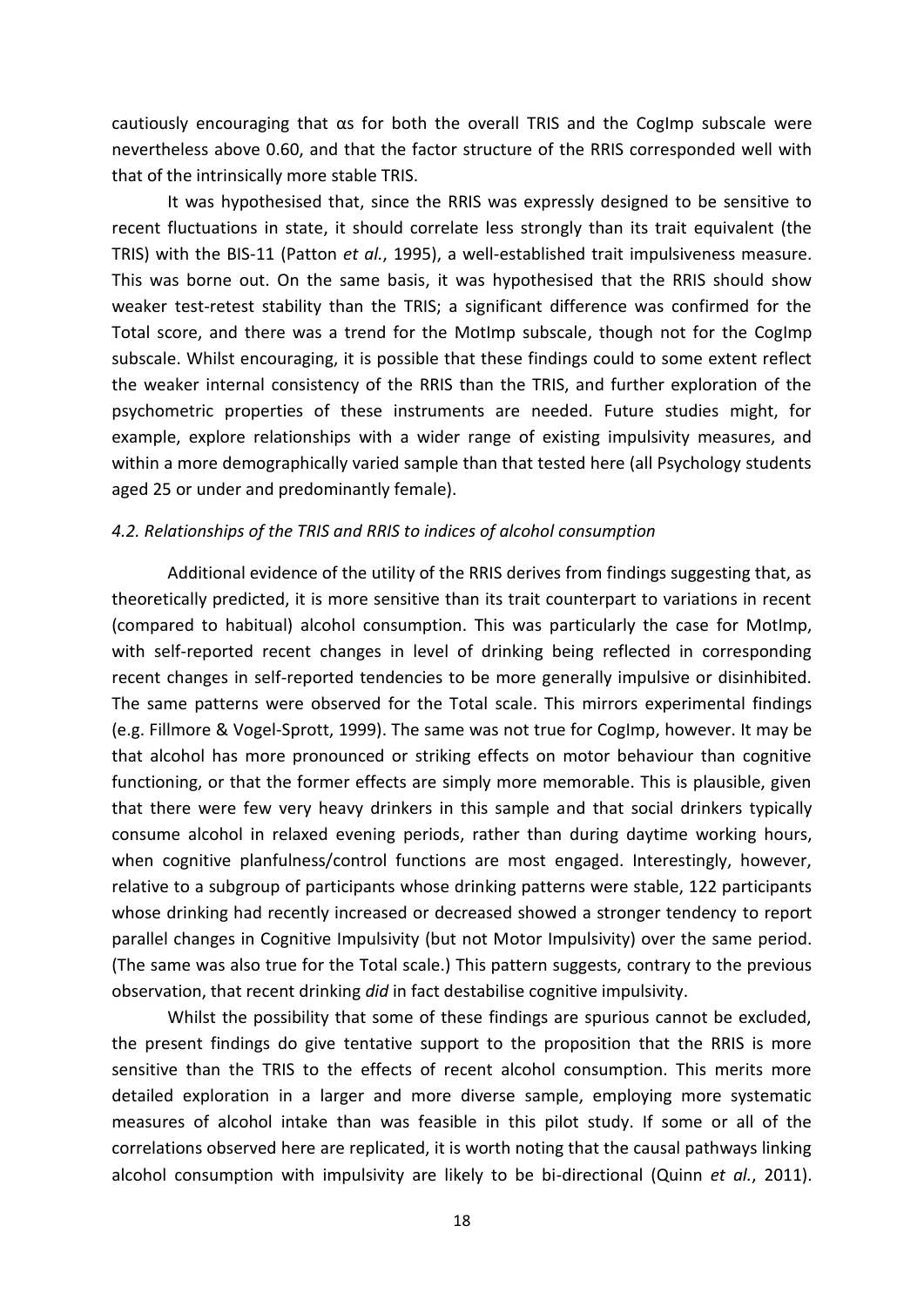cautiously encouraging that αs for both the overall TRIS and the CogImp subscale were nevertheless above 0.60, and that the factor structure of the RRIS corresponded well with that of the intrinsically more stable TRIS.

It was hypothesised that, since the RRIS was expressly designed to be sensitive to recent fluctuations in state, it should correlate less strongly than its trait equivalent (the TRIS) with the BIS-11 (Patton *et al.*, 1995), a well-established trait impulsiveness measure. This was borne out. On the same basis, it was hypothesised that the RRIS should show weaker test-retest stability than the TRIS; a significant difference was confirmed for the Total score, and there was a trend for the MotImp subscale, though not for the CogImp subscale. Whilst encouraging, it is possible that these findings could to some extent reflect the weaker internal consistency of the RRIS than the TRIS, and further exploration of the psychometric properties of these instruments are needed. Future studies might, for example, explore relationships with a wider range of existing impulsivity measures, and within a more demographically varied sample than that tested here (all Psychology students aged 25 or under and predominantly female).

### *4.2. Relationships of the TRIS and RRIS to indices of alcohol consumption*

Additional evidence of the utility of the RRIS derives from findings suggesting that, as theoretically predicted, it is more sensitive than its trait counterpart to variations in recent (compared to habitual) alcohol consumption. This was particularly the case for MotImp, with self-reported recent changes in level of drinking being reflected in corresponding recent changes in self-reported tendencies to be more generally impulsive or disinhibited. The same patterns were observed for the Total scale. This mirrors experimental findings (e.g. Fillmore & Vogel-Sprott, 1999). The same was not true for CogImp, however. It may be that alcohol has more pronounced or striking effects on motor behaviour than cognitive functioning, or that the former effects are simply more memorable. This is plausible, given that there were few very heavy drinkers in this sample and that social drinkers typically consume alcohol in relaxed evening periods, rather than during daytime working hours, when cognitive planfulness/control functions are most engaged. Interestingly, however, relative to a subgroup of participants whose drinking patterns were stable, 122 participants whose drinking had recently increased or decreased showed a stronger tendency to report parallel changes in Cognitive Impulsivity (but not Motor Impulsivity) over the same period. (The same was also true for the Total scale.) This pattern suggests, contrary to the previous observation, that recent drinking *did* in fact destabilise cognitive impulsivity.

Whilst the possibility that some of these findings are spurious cannot be excluded, the present findings do give tentative support to the proposition that the RRIS is more sensitive than the TRIS to the effects of recent alcohol consumption. This merits more detailed exploration in a larger and more diverse sample, employing more systematic measures of alcohol intake than was feasible in this pilot study. If some or all of the correlations observed here are replicated, it is worth noting that the causal pathways linking alcohol consumption with impulsivity are likely to be bi-directional (Quinn *et al.*, 2011).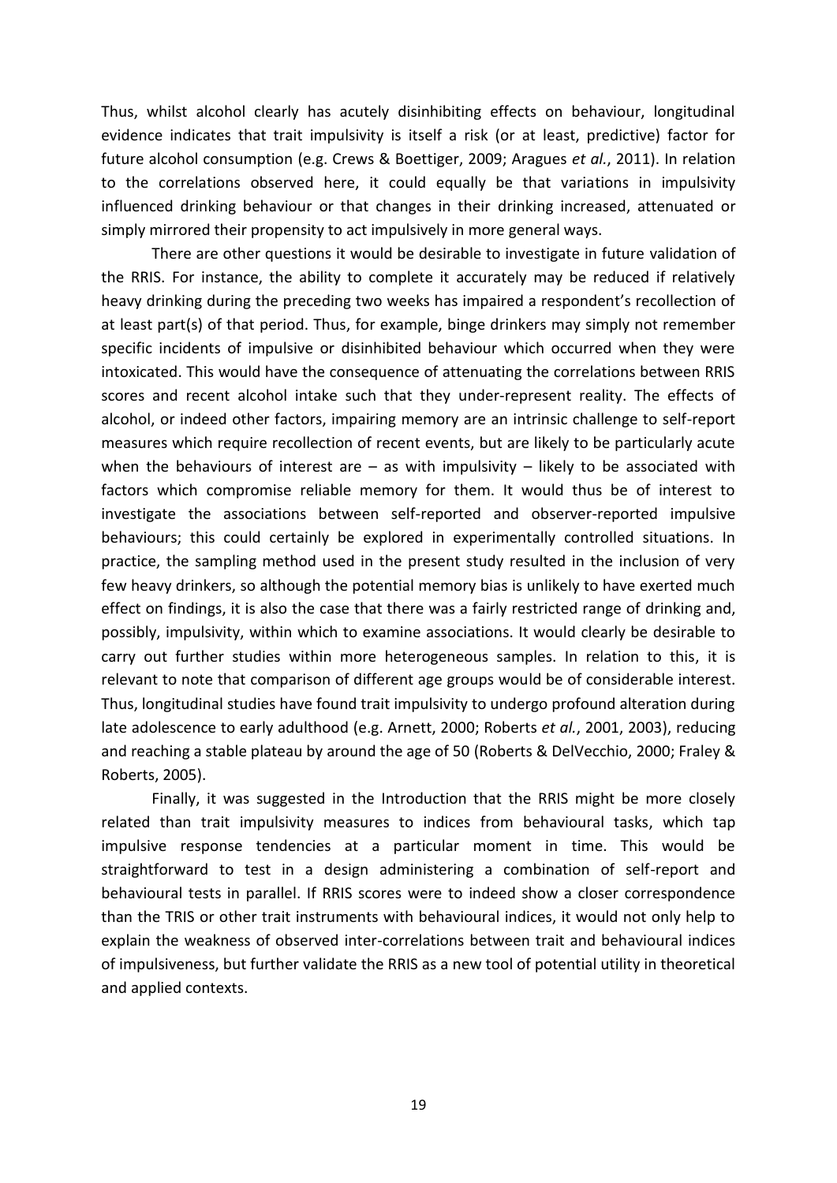Thus, whilst alcohol clearly has acutely disinhibiting effects on behaviour, longitudinal evidence indicates that trait impulsivity is itself a risk (or at least, predictive) factor for future alcohol consumption (e.g. Crews & Boettiger, 2009; Aragues *et al.*, 2011). In relation to the correlations observed here, it could equally be that variations in impulsivity influenced drinking behaviour or that changes in their drinking increased, attenuated or simply mirrored their propensity to act impulsively in more general ways.

There are other questions it would be desirable to investigate in future validation of the RRIS. For instance, the ability to complete it accurately may be reduced if relatively heavy drinking during the preceding two weeks has impaired a respondent's recollection of at least part(s) of that period. Thus, for example, binge drinkers may simply not remember specific incidents of impulsive or disinhibited behaviour which occurred when they were intoxicated. This would have the consequence of attenuating the correlations between RRIS scores and recent alcohol intake such that they under-represent reality. The effects of alcohol, or indeed other factors, impairing memory are an intrinsic challenge to self-report measures which require recollection of recent events, but are likely to be particularly acute when the behaviours of interest are – as with impulsivity – likely to be associated with factors which compromise reliable memory for them. It would thus be of interest to investigate the associations between self-reported and observer-reported impulsive behaviours; this could certainly be explored in experimentally controlled situations. In practice, the sampling method used in the present study resulted in the inclusion of very few heavy drinkers, so although the potential memory bias is unlikely to have exerted much effect on findings, it is also the case that there was a fairly restricted range of drinking and, possibly, impulsivity, within which to examine associations. It would clearly be desirable to carry out further studies within more heterogeneous samples. In relation to this, it is relevant to note that comparison of different age groups would be of considerable interest. Thus, longitudinal studies have found trait impulsivity to undergo profound alteration during late adolescence to early adulthood (e.g. Arnett, 2000; Roberts *et al.*, 2001, 2003), reducing and reaching a stable plateau by around the age of 50 (Roberts & DelVecchio, 2000; Fraley & Roberts, 2005).

Finally, it was suggested in the Introduction that the RRIS might be more closely related than trait impulsivity measures to indices from behavioural tasks, which tap impulsive response tendencies at a particular moment in time. This would be straightforward to test in a design administering a combination of self-report and behavioural tests in parallel. If RRIS scores were to indeed show a closer correspondence than the TRIS or other trait instruments with behavioural indices, it would not only help to explain the weakness of observed inter-correlations between trait and behavioural indices of impulsiveness, but further validate the RRIS as a new tool of potential utility in theoretical and applied contexts.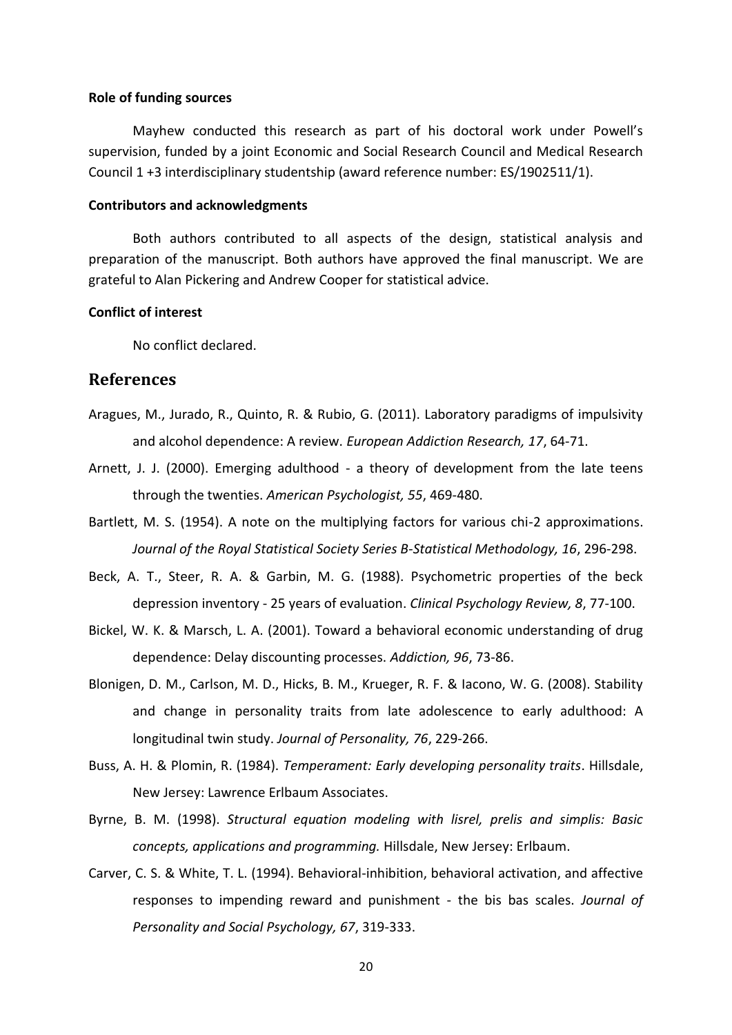**Role of funding sources**

Mayhew conducted this research as part of his doctoral work under Powell's supervision, funded by a joint Economic and Social Research Council and Medical Research Council 1 +3 interdisciplinary studentship (award reference number: ES/1902511/1).

**Contributors and acknowledgments**

Both authors contributed to all aspects of the design, statistical analysis and preparation of the manuscript. Both authors have approved the final manuscript. We are grateful to Alan Pickering and Andrew Cooper for statistical advice.

**Conflict of interest**

No conflict declared.

## References

Aragues, M., Jurado, R., Quinto, R. & Rubio, G. (2011). Laboratory paradigms of impulsivity and alcohol dependence: A review. *European Addiction Research, 17*, 64-71.

Arnett, J. J. (2000). Emerging adulthood - a theory of development from the late teens through the twenties. *American Psychologist, 55*, 469-480.

Bartlett, M. S. (1954). A note on the multiplying factors for various chi-2 approximations. *Journal of the Royal Statistical Society Series B-Statistical Methodology, 16*, 296-298.

Beck, A. T., Steer, R. A. & Garbin, M. G. (1988). Psychometric properties of the beck depression inventory - 25 years of evaluation. *Clinical Psychology Review, 8*, 77-100.

Bickel, W. K. & Marsch, L. A. (2001). Toward a behavioral economic understanding of drug dependence: Delay discounting processes. *Addiction, 96*, 73-86.

Blonigen, D. M., Carlson, M. D., Hicks, B. M., Krueger, R. F. & Iacono, W. G. (2008). Stability and change in personality traits from late adolescence to early adulthood: A longitudinal twin study. *Journal of Personality, 76*, 229-266.

Buss, A. H. & Plomin, R. (1984). *Temperament: Early developing personality traits*. Hillsdale, New Jersey: Lawrence Erlbaum Associates.

Byrne, B. M. (1998). *Structural equation modeling with lisrel, prelis and simplis: Basic concepts, applications and programming.* Hillsdale, New Jersey: Erlbaum.

Carver, C. S. & White, T. L. (1994). Behavioral-inhibition, behavioral activation, and affective responses to impending reward and punishment - the bis bas scales. *Journal of Personality and Social Psychology, 67*, 319-333.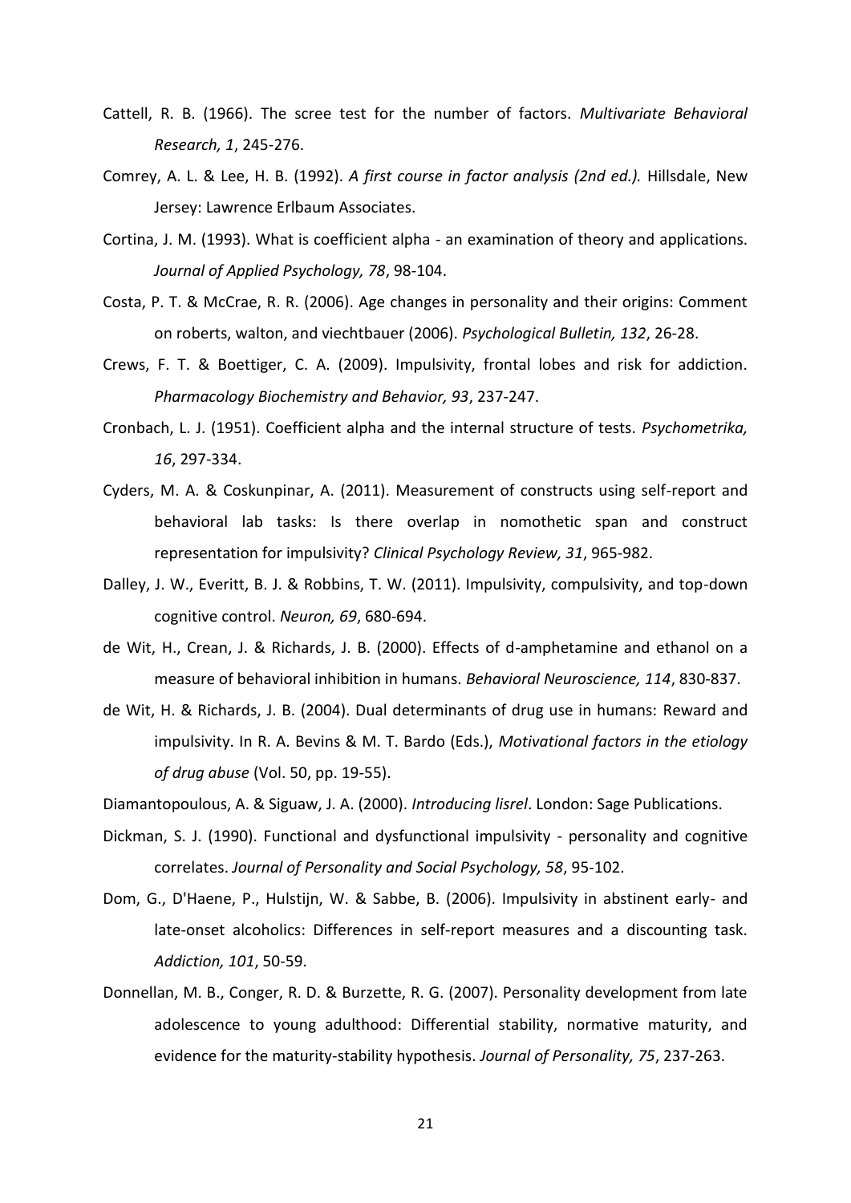Cattell, R. B. (1966). The scree test for the number of factors. *Multivariate Behavioral Research, 1*, 245-276.

Comrey, A. L. & Lee, H. B. (1992). *A first course in factor analysis (2nd ed.).* Hillsdale, New Jersey: Lawrence Erlbaum Associates.

Cortina, J. M. (1993). What is coefficient alpha - an examination of theory and applications. *Journal of Applied Psychology, 78*, 98-104.

Costa, P. T. & McCrae, R. R. (2006). Age changes in personality and their origins: Comment on roberts, walton, and viechtbauer (2006). *Psychological Bulletin, 132*, 26-28.

Crews, F. T. & Boettiger, C. A. (2009). Impulsivity, frontal lobes and risk for addiction. *Pharmacology Biochemistry and Behavior, 93*, 237-247.

Cronbach, L. J. (1951). Coefficient alpha and the internal structure of tests. *Psychometrika, 16*, 297-334.

Cyders, M. A. & Coskunpinar, A. (2011). Measurement of constructs using self-report and behavioral lab tasks: Is there overlap in nomothetic span and construct representation for impulsivity? *Clinical Psychology Review, 31*, 965-982.

Dalley, J. W., Everitt, B. J. & Robbins, T. W. (2011). Impulsivity, compulsivity, and top-down cognitive control. *Neuron, 69*, 680-694.

de Wit, H., Crean, J. & Richards, J. B. (2000). Effects of d-amphetamine and ethanol on a measure of behavioral inhibition in humans. *Behavioral Neuroscience, 114*, 830-837.

de Wit, H. & Richards, J. B. (2004). Dual determinants of drug use in humans: Reward and impulsivity. In R. A. Bevins & M. T. Bardo (Eds.), *Motivational factors in the etiology of drug abuse* (Vol. 50, pp. 19-55).

Diamantopoulous, A. & Siguaw, J. A. (2000). *Introducing lisrel*. London: Sage Publications.

Dickman, S. J. (1990). Functional and dysfunctional impulsivity - personality and cognitive correlates. *Journal of Personality and Social Psychology, 58*, 95-102.

Dom, G., D'Haene, P., Hulstijn, W. & Sabbe, B. (2006). Impulsivity in abstinent early- and late-onset alcoholics: Differences in self-report measures and a discounting task. *Addiction, 101*, 50-59.

Donnellan, M. B., Conger, R. D. & Burzette, R. G. (2007). Personality development from late adolescence to young adulthood: Differential stability, normative maturity, and evidence for the maturity-stability hypothesis. *Journal of Personality, 75*, 237-263.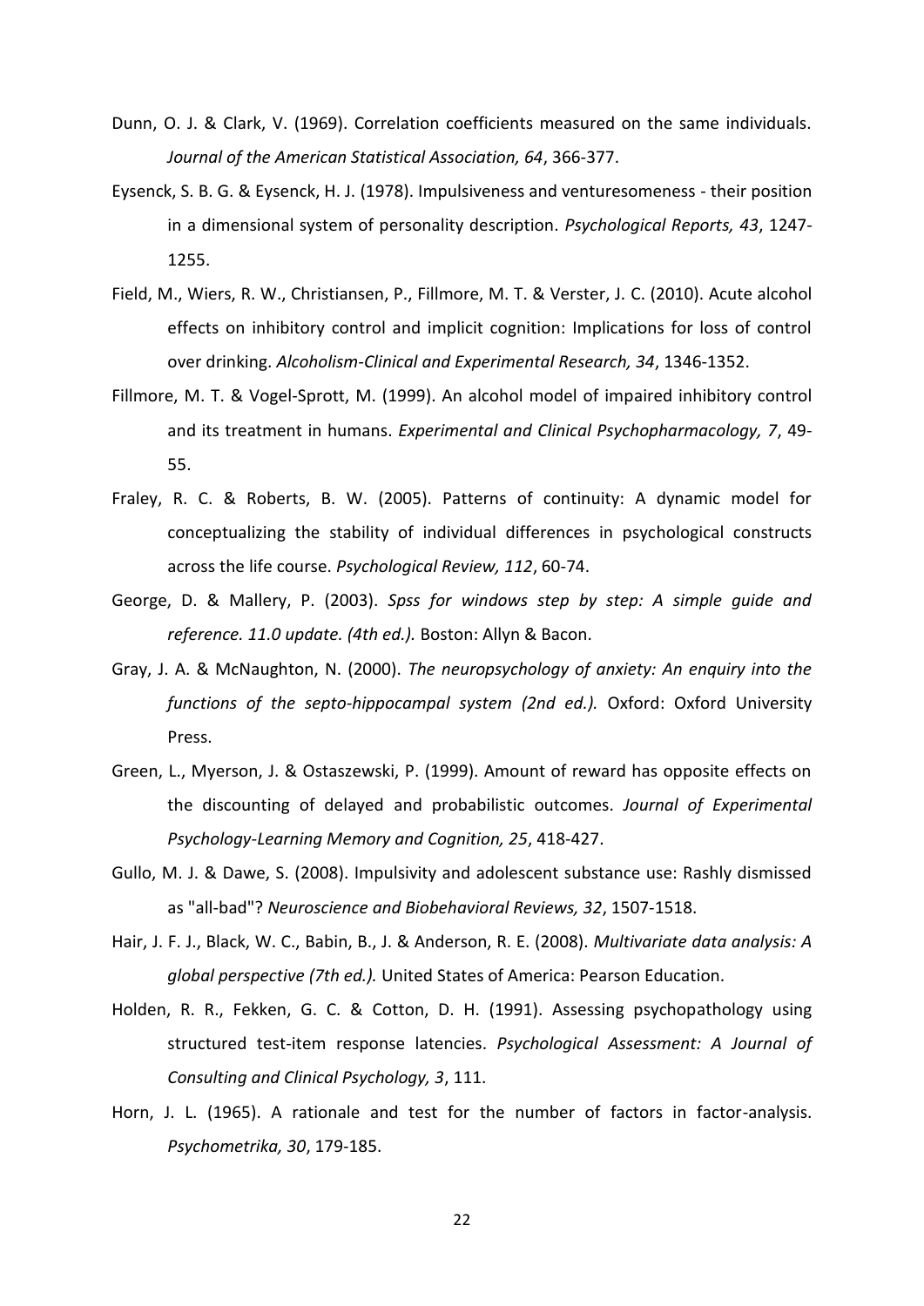Dunn, O. J. & Clark, V. (1969). Correlation coefficients measured on the same individuals. *Journal of the American Statistical Association, 64*, 366-377.

Eysenck, S. B. G. & Eysenck, H. J. (1978). Impulsiveness and venturesomeness - their position in a dimensional system of personality description. *Psychological Reports, 43*, 1247-1255.

Field, M., Wiers, R. W., Christiansen, P., Fillmore, M. T. & Verster, J. C. (2010). Acute alcohol effects on inhibitory control and implicit cognition: Implications for loss of control over drinking. *Alcoholism-Clinical and Experimental Research, 34*, 1346-1352.

Fillmore, M. T. & Vogel-Sprott, M. (1999). An alcohol model of impaired inhibitory control and its treatment in humans. *Experimental and Clinical Psychopharmacology, 7*, 49-55.

Fraley, R. C. & Roberts, B. W. (2005). Patterns of continuity: A dynamic model for conceptualizing the stability of individual differences in psychological constructs across the life course. *Psychological Review, 112*, 60-74.

George, D. & Mallery, P. (2003). *Spss for windows step by step: A simple guide and reference. 11.0 update. (4th ed.).* Boston: Allyn & Bacon.

Gray, J. A. & McNaughton, N. (2000). *The neuropsychology of anxiety: An enquiry into the functions of the septo-hippocampal system (2nd ed.).* Oxford: Oxford University Press.

Green, L., Myerson, J. & Ostaszewski, P. (1999). Amount of reward has opposite effects on the discounting of delayed and probabilistic outcomes. *Journal of Experimental Psychology-Learning Memory and Cognition, 25*, 418-427.

Gullo, M. J. & Dawe, S. (2008). Impulsivity and adolescent substance use: Rashly dismissed as "all-bad"? *Neuroscience and Biobehavioral Reviews, 32*, 1507-1518.

Hair, J. F. J., Black, W. C., Babin, B., J. & Anderson, R. E. (2008). *Multivariate data analysis: A global perspective (7th ed.).* United States of America: Pearson Education.

Holden, R. R., Fekken, G. C. & Cotton, D. H. (1991). Assessing psychopathology using structured test-item response latencies. *Psychological Assessment: A Journal of Consulting and Clinical Psychology, 3*, 111.

Horn, J. L. (1965). A rationale and test for the number of factors in factor-analysis. *Psychometrika, 30*, 179-185.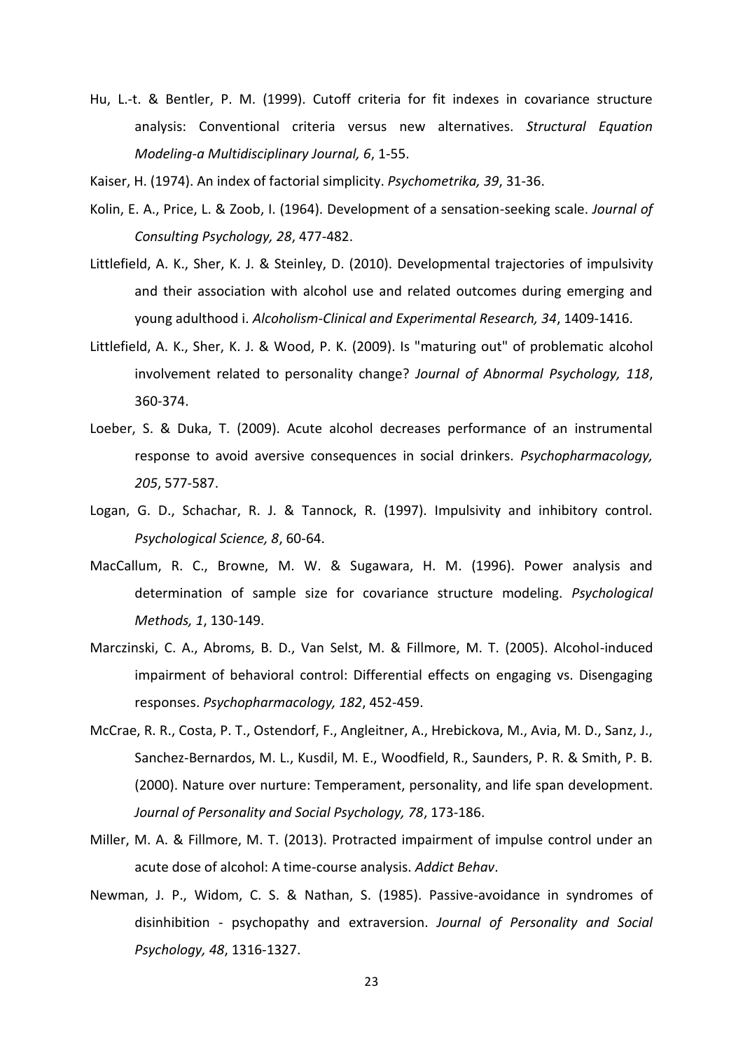Hu, L.-t. & Bentler, P. M. (1999). Cutoff criteria for fit indexes in covariance structure analysis: Conventional criteria versus new alternatives. *Structural Equation Modeling-a Multidisciplinary Journal, 6*, 1-55.

Kaiser, H. (1974). An index of factorial simplicity. *Psychometrika, 39*, 31-36.

Kolin, E. A., Price, L. & Zoob, I. (1964). Development of a sensation-seeking scale. *Journal of Consulting Psychology, 28*, 477-482.

Littlefield, A. K., Sher, K. J. & Steinley, D. (2010). Developmental trajectories of impulsivity and their association with alcohol use and related outcomes during emerging and young adulthood i. *Alcoholism-Clinical and Experimental Research, 34*, 1409-1416.

Littlefield, A. K., Sher, K. J. & Wood, P. K. (2009). Is "maturing out" of problematic alcohol involvement related to personality change? *Journal of Abnormal Psychology, 118*, 360-374.

Loeber, S. & Duka, T. (2009). Acute alcohol decreases performance of an instrumental response to avoid aversive consequences in social drinkers. *Psychopharmacology, 205*, 577-587.

Logan, G. D., Schachar, R. J. & Tannock, R. (1997). Impulsivity and inhibitory control. *Psychological Science, 8*, 60-64.

MacCallum, R. C., Browne, M. W. & Sugawara, H. M. (1996). Power analysis and determination of sample size for covariance structure modeling. *Psychological Methods, 1*, 130-149.

Marczinski, C. A., Abroms, B. D., Van Selst, M. & Fillmore, M. T. (2005). Alcohol-induced impairment of behavioral control: Differential effects on engaging vs. Disengaging responses. *Psychopharmacology, 182*, 452-459.

McCrae, R. R., Costa, P. T., Ostendorf, F., Angleitner, A., Hrebickova, M., Avia, M. D., Sanz, J., Sanchez-Bernardos, M. L., Kusdil, M. E., Woodfield, R., Saunders, P. R. & Smith, P. B. (2000). Nature over nurture: Temperament, personality, and life span development. *Journal of Personality and Social Psychology, 78*, 173-186.

Miller, M. A. & Fillmore, M. T. (2013). Protracted impairment of impulse control under an acute dose of alcohol: A time-course analysis. *Addict Behav*.

Newman, J. P., Widom, C. S. & Nathan, S. (1985). Passive-avoidance in syndromes of disinhibition - psychopathy and extraversion. *Journal of Personality and Social Psychology, 48*, 1316-1327.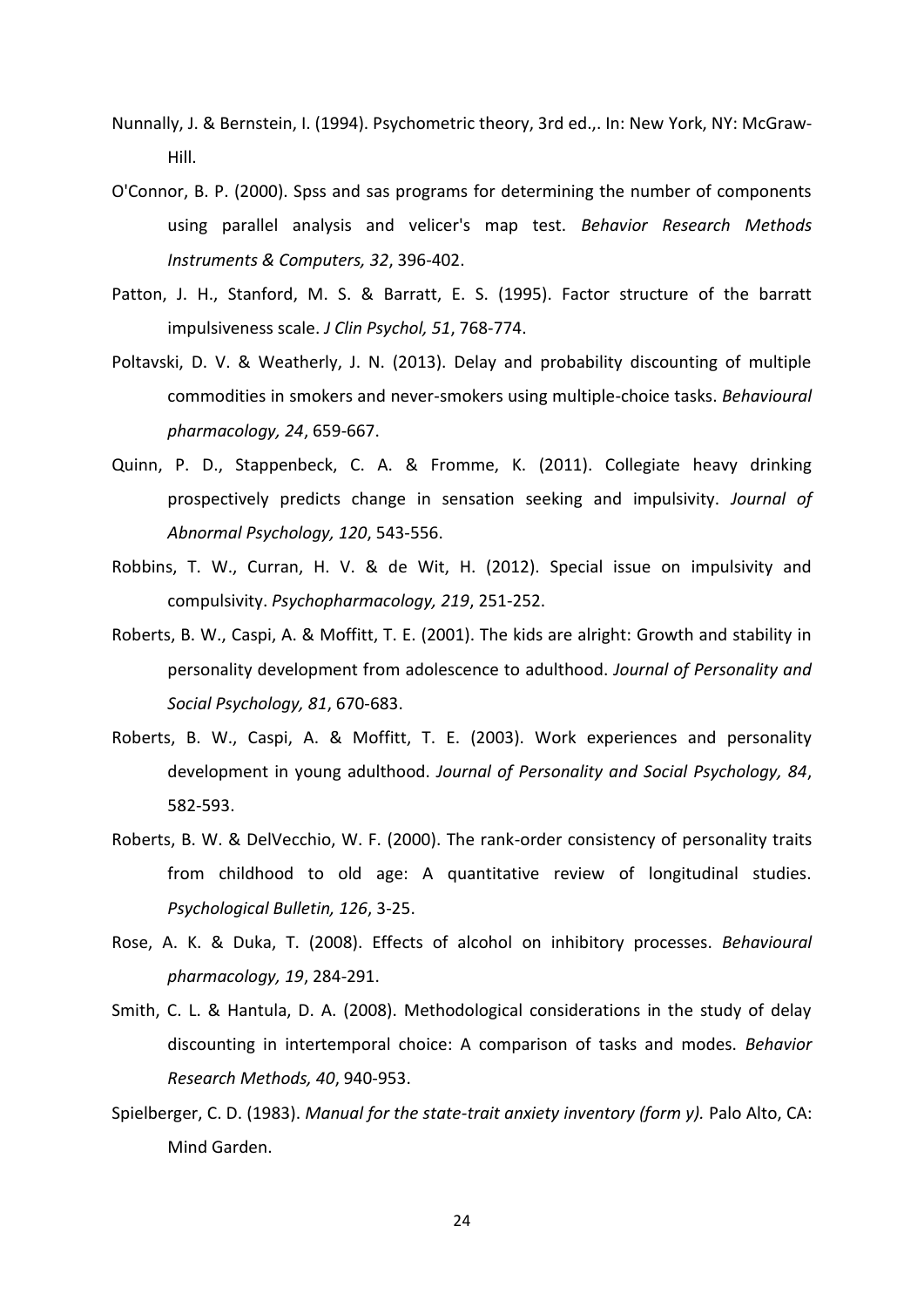Nunnally, J. & Bernstein, I. (1994). Psychometric theory, 3rd ed.,. In: New York, NY: McGraw-Hill.

O'Connor, B. P. (2000). Spss and sas programs for determining the number of components using parallel analysis and velicer's map test. *Behavior Research Methods Instruments & Computers, 32*, 396-402.

Patton, J. H., Stanford, M. S. & Barratt, E. S. (1995). Factor structure of the barratt impulsiveness scale. *J Clin Psychol, 51*, 768-774.

Poltavski, D. V. & Weatherly, J. N. (2013). Delay and probability discounting of multiple commodities in smokers and never-smokers using multiple-choice tasks. *Behavioural pharmacology, 24*, 659-667.

Quinn, P. D., Stappenbeck, C. A. & Fromme, K. (2011). Collegiate heavy drinking prospectively predicts change in sensation seeking and impulsivity. *Journal of Abnormal Psychology, 120*, 543-556.

Robbins, T. W., Curran, H. V. & de Wit, H. (2012). Special issue on impulsivity and compulsivity. *Psychopharmacology, 219*, 251-252.

Roberts, B. W., Caspi, A. & Moffitt, T. E. (2001). The kids are alright: Growth and stability in personality development from adolescence to adulthood. *Journal of Personality and Social Psychology, 81*, 670-683.

Roberts, B. W., Caspi, A. & Moffitt, T. E. (2003). Work experiences and personality development in young adulthood. *Journal of Personality and Social Psychology, 84*, 582-593.

Roberts, B. W. & DelVecchio, W. F. (2000). The rank-order consistency of personality traits from childhood to old age: A quantitative review of longitudinal studies. *Psychological Bulletin, 126*, 3-25.

Rose, A. K. & Duka, T. (2008). Effects of alcohol on inhibitory processes. *Behavioural pharmacology, 19*, 284-291.

Smith, C. L. & Hantula, D. A. (2008). Methodological considerations in the study of delay discounting in intertemporal choice: A comparison of tasks and modes. *Behavior Research Methods, 40*, 940-953.

Spielberger, C. D. (1983). *Manual for the state-trait anxiety inventory (form y).* Palo Alto, CA: Mind Garden.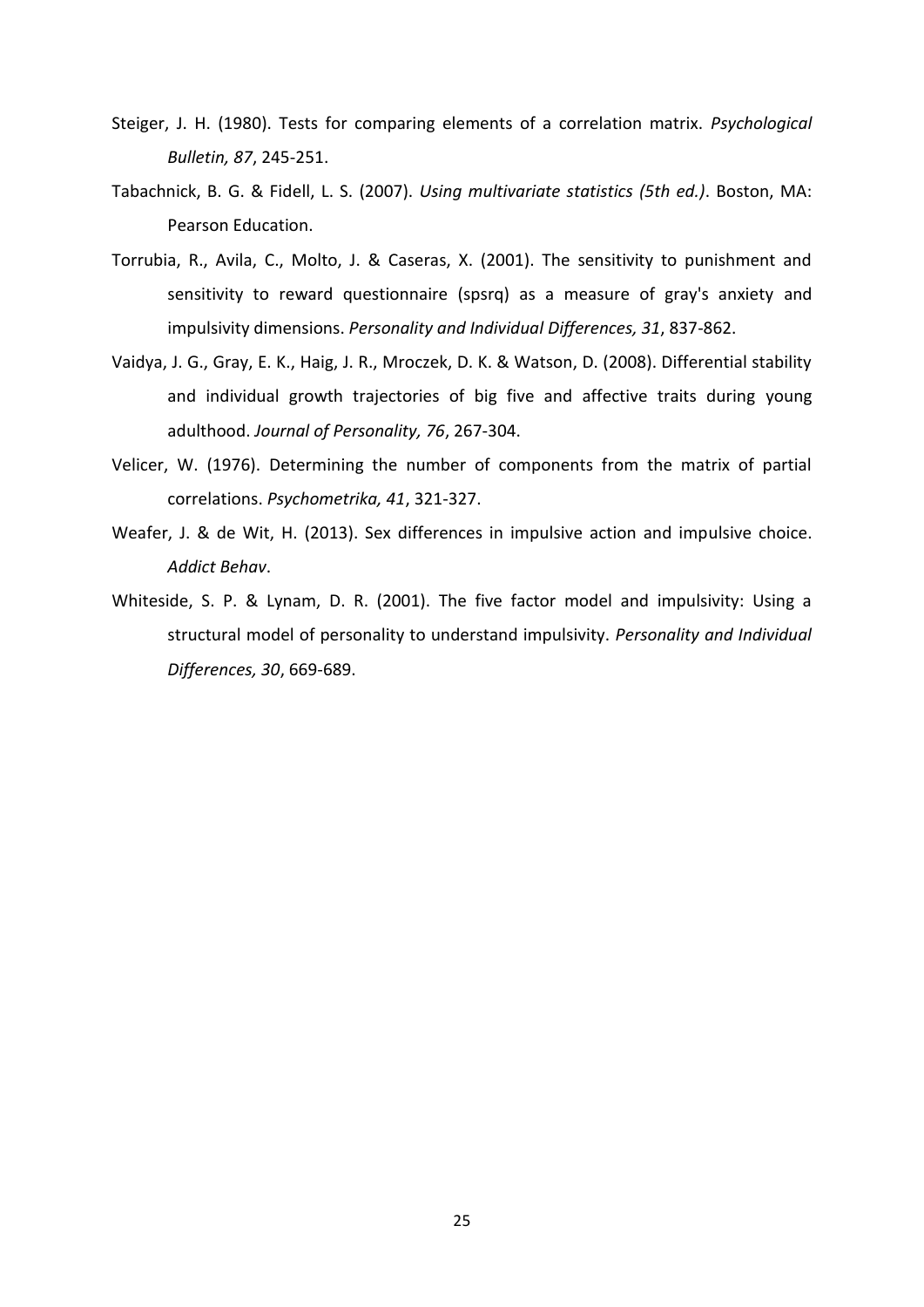Steiger, J. H. (1980). Tests for comparing elements of a correlation matrix. *Psychological Bulletin, 87*, 245-251.

Tabachnick, B. G. & Fidell, L. S. (2007). *Using multivariate statistics (5th ed.)*. Boston, MA: Pearson Education.

Torrubia, R., Avila, C., Molto, J. & Caseras, X. (2001). The sensitivity to punishment and sensitivity to reward questionnaire (spsrq) as a measure of gray's anxiety and impulsivity dimensions. *Personality and Individual Differences, 31*, 837-862.

Vaidya, J. G., Gray, E. K., Haig, J. R., Mroczek, D. K. & Watson, D. (2008). Differential stability and individual growth trajectories of big five and affective traits during young adulthood. *Journal of Personality, 76*, 267-304.

Velicer, W. (1976). Determining the number of components from the matrix of partial correlations. *Psychometrika, 41*, 321-327.

Weafer, J. & de Wit, H. (2013). Sex differences in impulsive action and impulsive choice. *Addict Behav*.

Whiteside, S. P. & Lynam, D. R. (2001). The five factor model and impulsivity: Using a structural model of personality to understand impulsivity. *Personality and Individual Differences, 30*, 669-689.